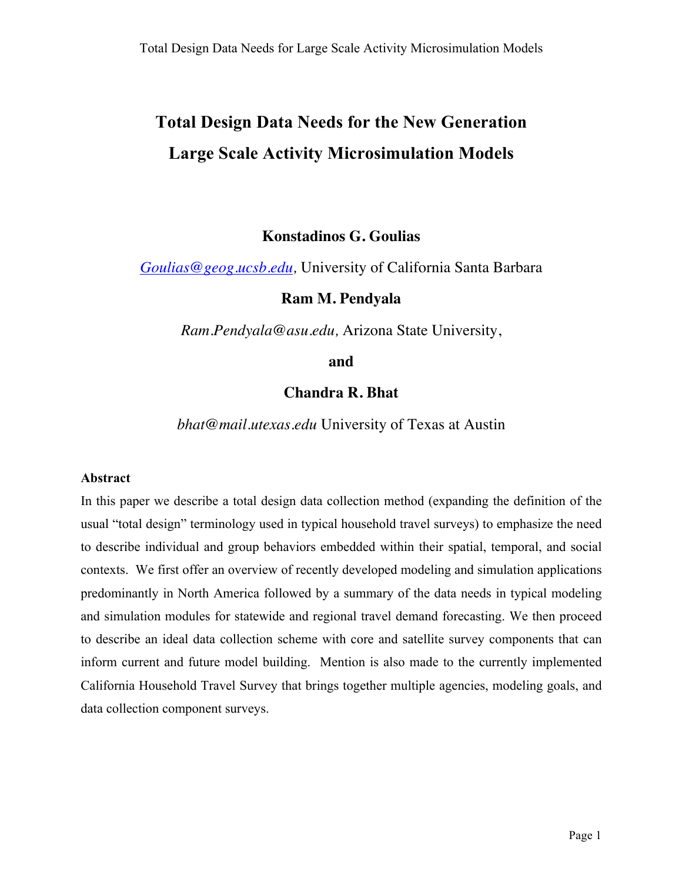# Total Design Data Needs for the New Generation Large Scale Activity Microsimulation Models

**Konstadinos G. Goulias**

*Goulias@geog.ucsb.edu*, University of California Santa Barbara

**Ram M. Pendyala**

*Ram.Pendyala@asu.edu*, Arizona State University,

**and**

**Chandra R. Bhat**

*bhat@mail.utexas.edu* University of Texas at Austin

**Abstract**

In this paper we describe a total design data collection method (expanding the definition of the usual "total design" terminology used in typical household travel surveys) to emphasize the need to describe individual and group behaviors embedded within their spatial, temporal, and social contexts. We first offer an overview of recently developed modeling and simulation applications predominantly in North America followed by a summary of the data needs in typical modeling and simulation modules for statewide and regional travel demand forecasting. We then proceed to describe an ideal data collection scheme with core and satellite survey components that can inform current and future model building. Mention is also made to the currently implemented California Household Travel Survey that brings together multiple agencies, modeling goals, and data collection component surveys.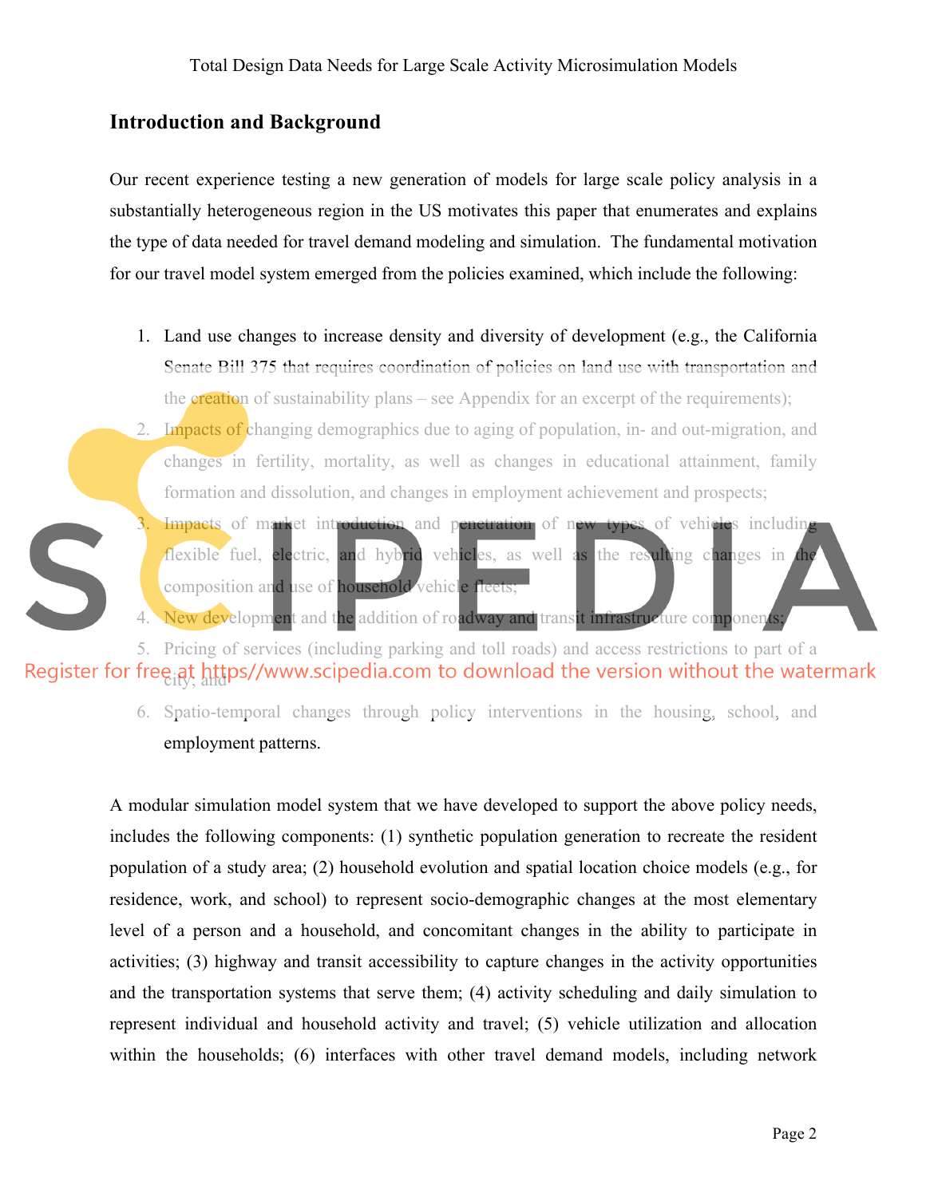## Introduction and Background

Our recent experience testing a new generation of models for large scale policy analysis in a substantially heterogeneous region in the US motivates this paper that enumerates and explains the type of data needed for travel demand modeling and simulation. The fundamental motivation for our travel model system emerged from the policies examined, which include the following:

1. Land use changes to increase density and diversity of development (e.g., the California Senate Bill 375 that requires coordination of policies on land use with transportation and the creation of sustainability plans – see Appendix for an excerpt of the requirements);
2. Impacts of changing demographics due to aging of population, in- and out-migration, and changes in fertility, mortality, as well as changes in educational attainment, family formation and dissolution, and changes in employment achievement and prospects;
3. Impacts of market introduction and penetration of new types of vehicles including flexible fuel, electric, and hybrid vehicles, as well as the resulting changes in the composition and use of household vehicle fleets;
4. New development and the addition of roadway and transit infrastructure components;
5. Pricing of services (including parking and toll roads) and access restrictions to part of a city; and
6. Spatio-temporal changes through policy interventions in the housing, school, and employment patterns.

A modular simulation model system that we have developed to support the above policy needs, includes the following components: (1) synthetic population generation to recreate the resident population of a study area; (2) household evolution and spatial location choice models (e.g., for residence, work, and school) to represent socio-demographic changes at the most elementary level of a person and a household, and concomitant changes in the ability to participate in activities; (3) highway and transit accessibility to capture changes in the activity opportunities and the transportation systems that serve them; (4) activity scheduling and daily simulation to represent individual and household activity and travel; (5) vehicle utilization and allocation within the households; (6) interfaces with other travel demand models, including network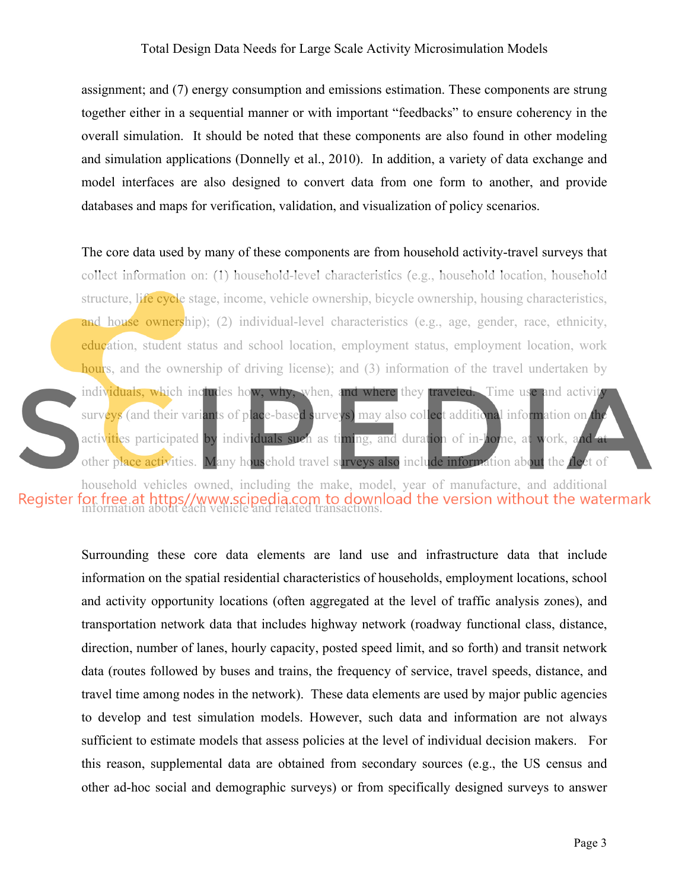assignment; and (7) energy consumption and emissions estimation. These components are strung together either in a sequential manner or with important "feedbacks" to ensure coherency in the overall simulation. It should be noted that these components are also found in other modeling and simulation applications (Donnelly et al., 2010). In addition, a variety of data exchange and model interfaces are also designed to convert data from one form to another, and provide databases and maps for verification, validation, and visualization of policy scenarios.

The core data used by many of these components are from household activity-travel surveys that collect information on: (1) household-level characteristics (e.g., household location, household structure, life cycle stage, income, vehicle ownership, bicycle ownership, housing characteristics, and house ownership); (2) individual-level characteristics (e.g., age, gender, race, ethnicity, education, student status and school location, employment status, employment location, work hours, and the ownership of driving license); and (3) information of the travel undertaken by individuals, which includes how, why, when, and where they traveled. Time use and activity surveys (and their variants of place-based surveys) may also collect additional information on the activities participated by individuals such as timing, and duration of in-home, at work, and at other place activities. Many household travel surveys also include information about the fleet of household vehicles owned, including the make, model, year of manufacture, and additional information about each vehicle and related transactions.

Surrounding these core data elements are land use and infrastructure data that include information on the spatial residential characteristics of households, employment locations, school and activity opportunity locations (often aggregated at the level of traffic analysis zones), and transportation network data that includes highway network (roadway functional class, distance, direction, number of lanes, hourly capacity, posted speed limit, and so forth) and transit network data (routes followed by buses and trains, the frequency of service, travel speeds, distance, and travel time among nodes in the network). These data elements are used by major public agencies to develop and test simulation models. However, such data and information are not always sufficient to estimate models that assess policies at the level of individual decision makers. For this reason, supplemental data are obtained from secondary sources (e.g., the US census and other ad-hoc social and demographic surveys) or from specifically designed surveys to answer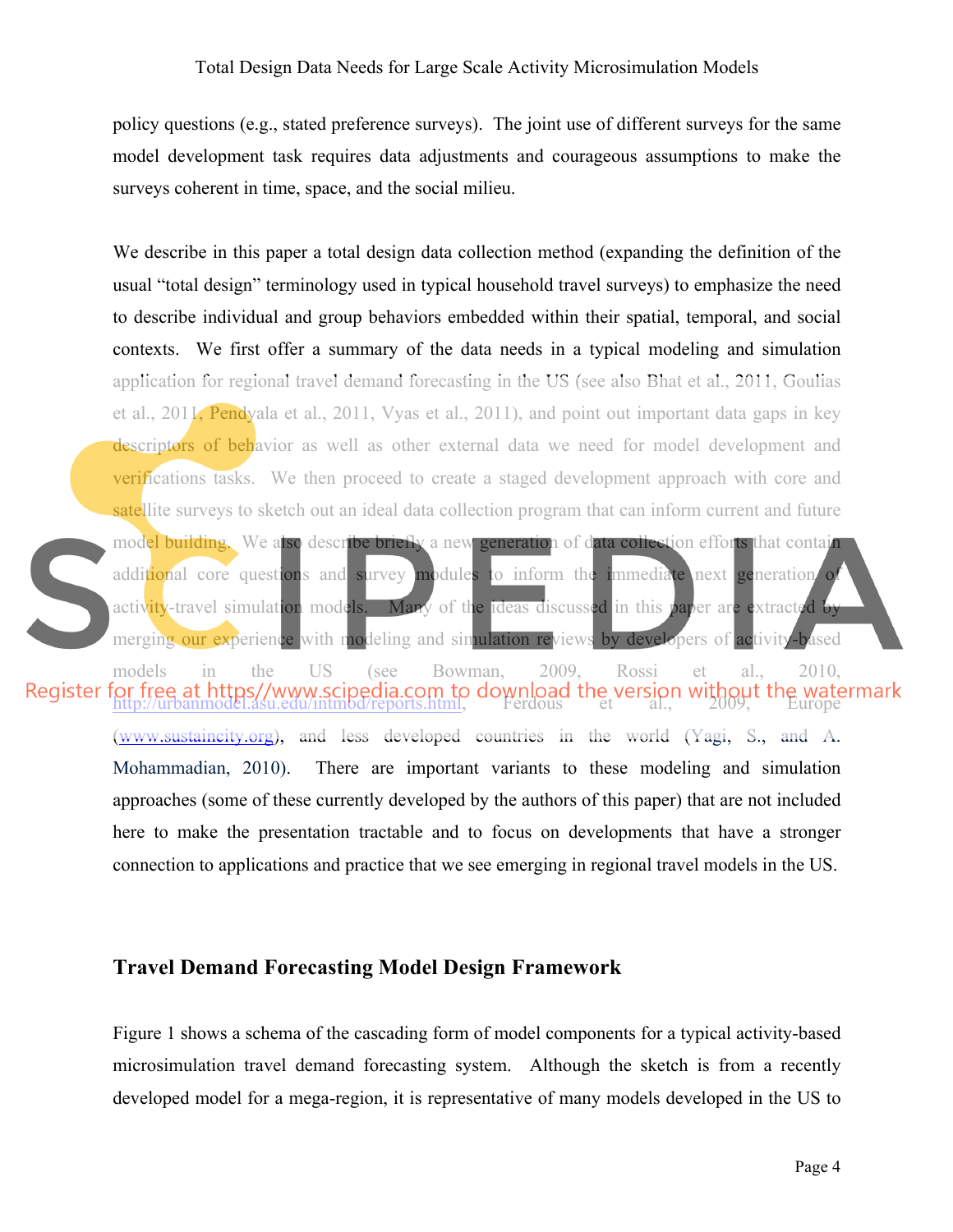policy questions (e.g., stated preference surveys). The joint use of different surveys for the same model development task requires data adjustments and courageous assumptions to make the surveys coherent in time, space, and the social milieu.

We describe in this paper a total design data collection method (expanding the definition of the usual "total design" terminology used in typical household travel surveys) to emphasize the need to describe individual and group behaviors embedded within their spatial, temporal, and social contexts. We first offer a summary of the data needs in a typical modeling and simulation application for regional travel demand forecasting in the US (see also Bhat et al., 2011, Goulias et al., 2011, Pendyala et al., 2011, Vyas et al., 2011), and point out important data gaps in key descriptors of behavior as well as other external data we need for model development and verifications tasks. We then proceed to create a staged development approach with core and satellite surveys to sketch out an ideal data collection program that can inform current and future model building. We also describe briefly a new generation of data collection efforts that contain additional core questions and survey modules to inform the immediate next generation of activity-travel simulation models. Many of the ideas discussed in this paper are extracted by merging our experience with modeling and simulation reviews by developers of activity-based models in the US (see Bowman, 2009, Rossi et al., 2010, http://urbanmodel.asu.edu/intmod/reports.html, Ferdous et al., 2009, Europe (www.sustaincity.org), and less developed countries in the world (Yagi, S., and A. Mohammadian, 2010). There are important variants to these modeling and simulation approaches (some of these currently developed by the authors of this paper) that are not included here to make the presentation tractable and to focus on developments that have a stronger connection to applications and practice that we see emerging in regional travel models in the US.

## Travel Demand Forecasting Model Design Framework

Figure 1 shows a schema of the cascading form of model components for a typical activity-based microsimulation travel demand forecasting system. Although the sketch is from a recently developed model for a mega-region, it is representative of many models developed in the US to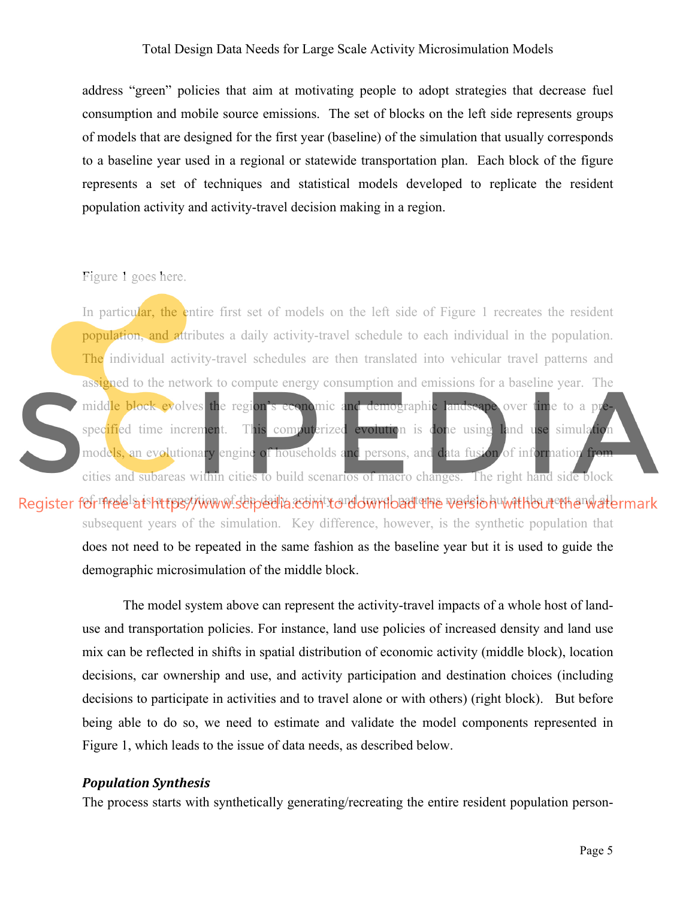address "green" policies that aim at motivating people to adopt strategies that decrease fuel consumption and mobile source emissions. The set of blocks on the left side represents groups of models that are designed for the first year (baseline) of the simulation that usually corresponds to a baseline year used in a regional or statewide transportation plan. Each block of the figure represents a set of techniques and statistical models developed to replicate the resident population activity and activity-travel decision making in a region.

Figure 1 goes here.

In particular, the entire first set of models on the left side of Figure 1 recreates the resident population, and attributes a daily activity-travel schedule to each individual in the population. The individual activity-travel schedules are then translated into vehicular travel patterns and assigned to the network to compute energy consumption and emissions for a baseline year. The middle block evolves the region's economic and demographic landscape over time to a pre-specified time increment. This computerized evolution is done using land use simulation models, an evolutionary engine of households and persons, and data fusion of information from cities and subareas within cities to build scenarios of macro changes. The right hand side block of models is a repetition of the daily activity and travel patterns models but at the next and all subsequent years of the simulation. Key difference, however, is the synthetic population that does not need to be repeated in the same fashion as the baseline year but it is used to guide the demographic microsimulation of the middle block.

The model system above can represent the activity-travel impacts of a whole host of land-use and transportation policies. For instance, land use policies of increased density and land use mix can be reflected in shifts in spatial distribution of economic activity (middle block), location decisions, car ownership and use, and activity participation and destination choices (including decisions to participate in activities and to travel alone or with others) (right block). But before being able to do so, we need to estimate and validate the model components represented in Figure 1, which leads to the issue of data needs, as described below.

### *Population Synthesis*

The process starts with synthetically generating/recreating the entire resident population person-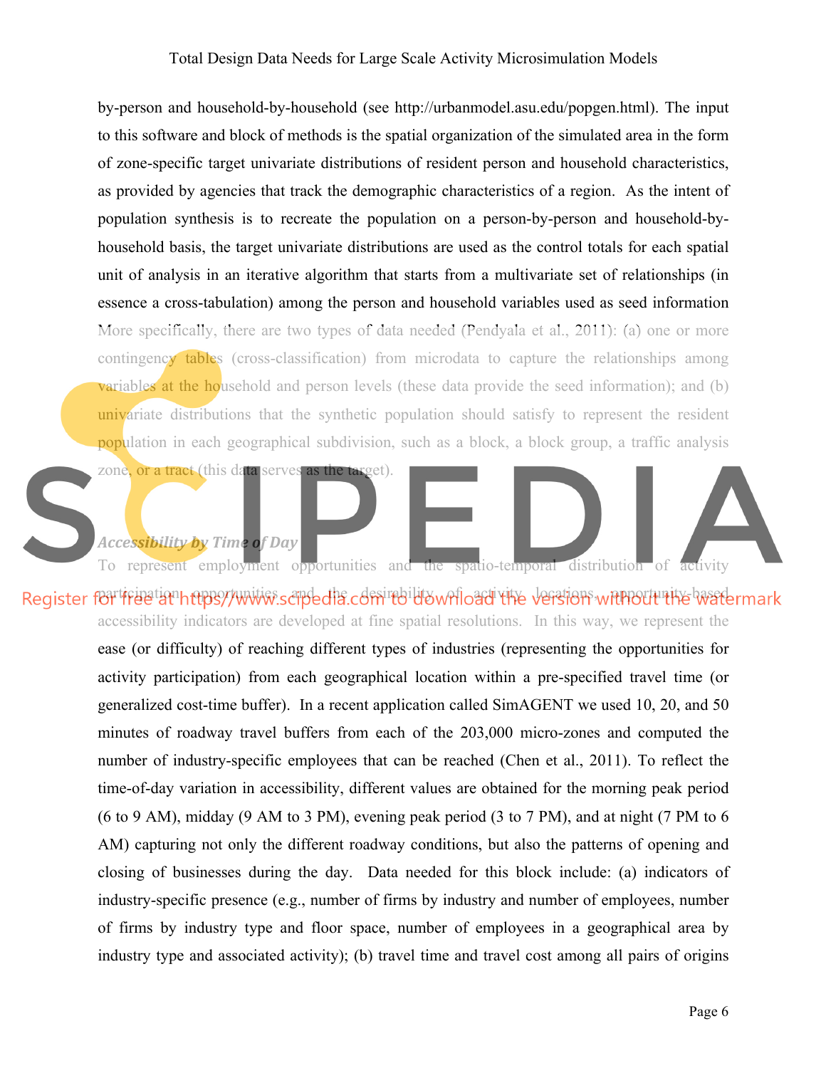by-person and household-by-household (see http://urbanmodel.asu.edu/popgen.html). The input to this software and block of methods is the spatial organization of the simulated area in the form of zone-specific target univariate distributions of resident person and household characteristics, as provided by agencies that track the demographic characteristics of a region. As the intent of population synthesis is to recreate the population on a person-by-person and household-by-household basis, the target univariate distributions are used as the control totals for each spatial unit of analysis in an iterative algorithm that starts from a multivariate set of relationships (in essence a cross-tabulation) among the person and household variables used as seed information More specifically, there are two types of data needed (Pendyala et al., 2011): (a) one or more contingency tables (cross-classification) from microdata to capture the relationships among variables at the household and person levels (these data provide the seed information); and (b) univariate distributions that the synthetic population should satisfy to represent the resident population in each geographical subdivision, such as a block, a block group, a traffic analysis zone, or a tract (this data serves as the target).

***Accessibility by Time of Day***

To represent employment opportunities and the spatio-temporal distribution of activity participation opportunities and the desirability of activity locations, opportunity-based accessibility indicators are developed at fine spatial resolutions. In this way, we represent the ease (or difficulty) of reaching different types of industries (representing the opportunities for activity participation) from each geographical location within a pre-specified travel time (or generalized cost-time buffer). In a recent application called SimAGENT we used 10, 20, and 50 minutes of roadway travel buffers from each of the 203,000 micro-zones and computed the number of industry-specific employees that can be reached (Chen et al., 2011). To reflect the time-of-day variation in accessibility, different values are obtained for the morning peak period (6 to 9 AM), midday (9 AM to 3 PM), evening peak period (3 to 7 PM), and at night (7 PM to 6 AM) capturing not only the different roadway conditions, but also the patterns of opening and closing of businesses during the day. Data needed for this block include: (a) indicators of industry-specific presence (e.g., number of firms by industry and number of employees, number of firms by industry type and floor space, number of employees in a geographical area by industry type and associated activity); (b) travel time and travel cost among all pairs of origins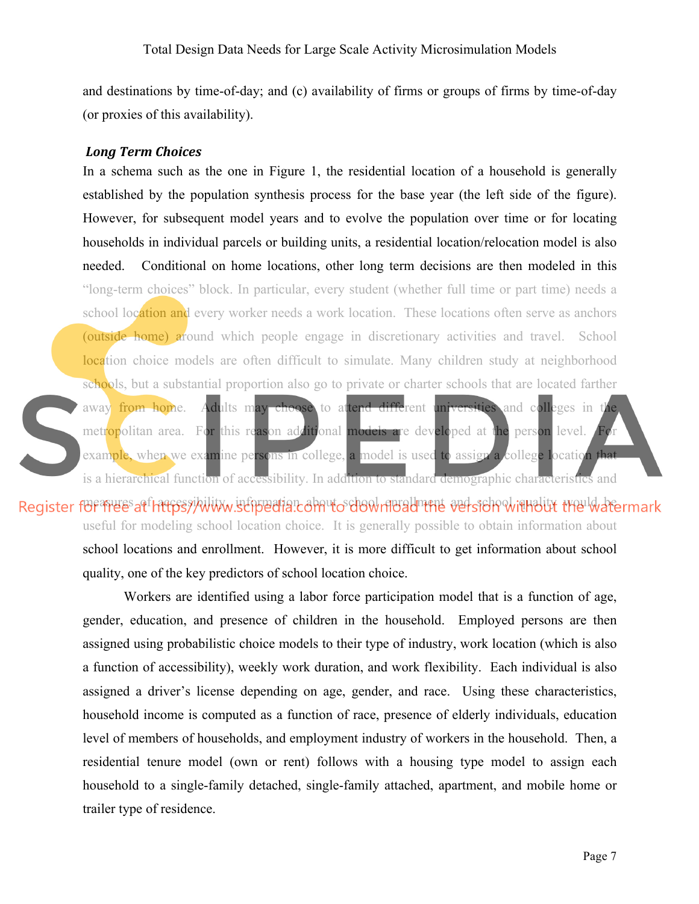and destinations by time-of-day; and (c) availability of firms or groups of firms by time-of-day (or proxies of this availability).

### *Long Term Choices*

In a schema such as the one in Figure 1, the residential location of a household is generally established by the population synthesis process for the base year (the left side of the figure). However, for subsequent model years and to evolve the population over time or for locating households in individual parcels or building units, a residential location/relocation model is also needed. Conditional on home locations, other long term decisions are then modeled in this "long-term choices" block. In particular, every student (whether full time or part time) needs a school location and every worker needs a work location. These locations often serve as anchors (outside home) around which people engage in discretionary activities and travel. School location choice models are often difficult to simulate. Many children study at neighborhood schools, but a substantial proportion also go to private or charter schools that are located farther away from home. Adults may choose to attend different universities and colleges in the metropolitan area. For this reason additional models are developed at the person level. For example, when we examine persons in college, a model is used to assign a college location that is a hierarchical function of accessibility. In addition to standard demographic characteristics and measures of accessibility, information about school enrollment and school quality would be useful for modeling school location choice. It is generally possible to obtain information about school locations and enrollment. However, it is more difficult to get information about school quality, one of the key predictors of school location choice.

Workers are identified using a labor force participation model that is a function of age, gender, education, and presence of children in the household. Employed persons are then assigned using probabilistic choice models to their type of industry, work location (which is also a function of accessibility), weekly work duration, and work flexibility. Each individual is also assigned a driver's license depending on age, gender, and race. Using these characteristics, household income is computed as a function of race, presence of elderly individuals, education level of members of households, and employment industry of workers in the household. Then, a residential tenure model (own or rent) follows with a housing type model to assign each household to a single-family detached, single-family attached, apartment, and mobile home or trailer type of residence.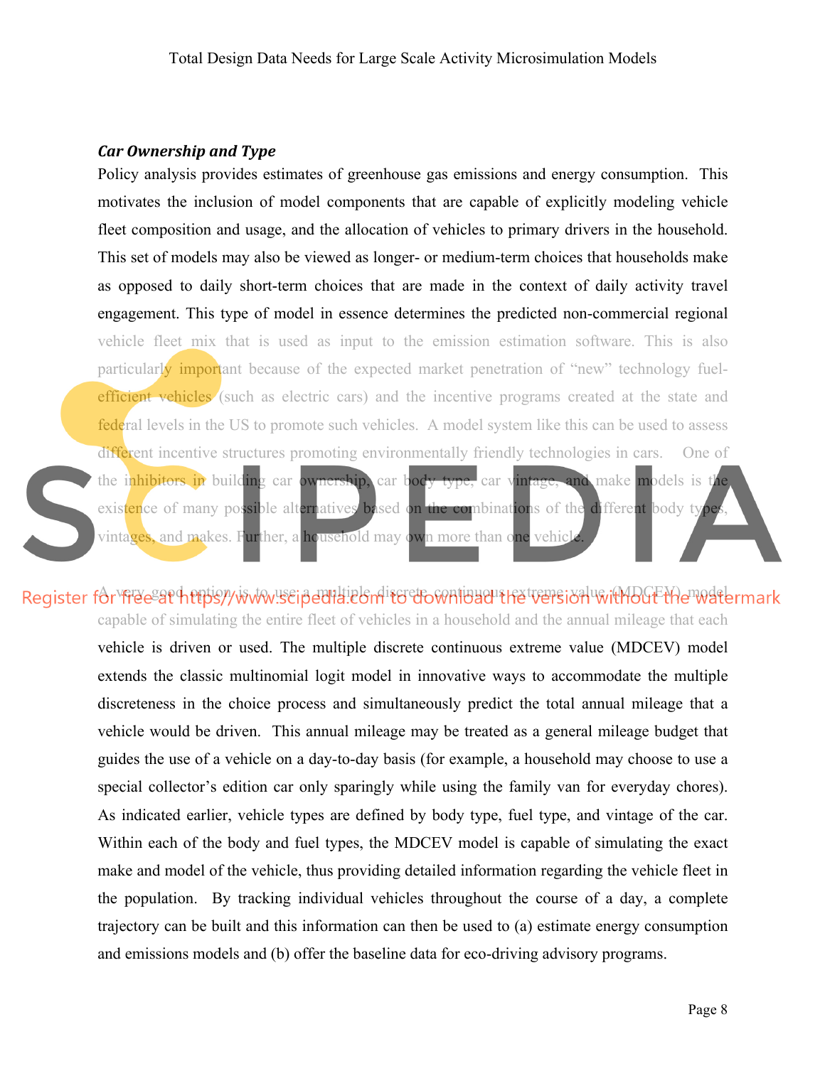***Car Ownership and Type***

Policy analysis provides estimates of greenhouse gas emissions and energy consumption. This motivates the inclusion of model components that are capable of explicitly modeling vehicle fleet composition and usage, and the allocation of vehicles to primary drivers in the household. This set of models may also be viewed as longer- or medium-term choices that households make as opposed to daily short-term choices that are made in the context of daily activity travel engagement. This type of model in essence determines the predicted non-commercial regional vehicle fleet mix that is used as input to the emission estimation software. This is also particularly important because of the expected market penetration of "new" technology fuel-efficient vehicles (such as electric cars) and the incentive programs created at the state and federal levels in the US to promote such vehicles. A model system like this can be used to assess different incentive structures promoting environmentally friendly technologies in cars. One of the inhibitors in building car ownership, car body type, car vintage, and make models is the existence of many possible alternatives based on the combinations of the different body types, vintages, and makes. Further, a household may own more than one vehicle.

A very good option is to use a multiple discrete continuous extreme value (MDCEV) model capable of simulating the entire fleet of vehicles in a household and the annual mileage that each vehicle is driven or used. The multiple discrete continuous extreme value (MDCEV) model extends the classic multinomial logit model in innovative ways to accommodate the multiple discreteness in the choice process and simultaneously predict the total annual mileage that a vehicle would be driven. This annual mileage may be treated as a general mileage budget that guides the use of a vehicle on a day-to-day basis (for example, a household may choose to use a special collector's edition car only sparingly while using the family van for everyday chores). As indicated earlier, vehicle types are defined by body type, fuel type, and vintage of the car. Within each of the body and fuel types, the MDCEV model is capable of simulating the exact make and model of the vehicle, thus providing detailed information regarding the vehicle fleet in the population. By tracking individual vehicles throughout the course of a day, a complete trajectory can be built and this information can then be used to (a) estimate energy consumption and emissions models and (b) offer the baseline data for eco-driving advisory programs.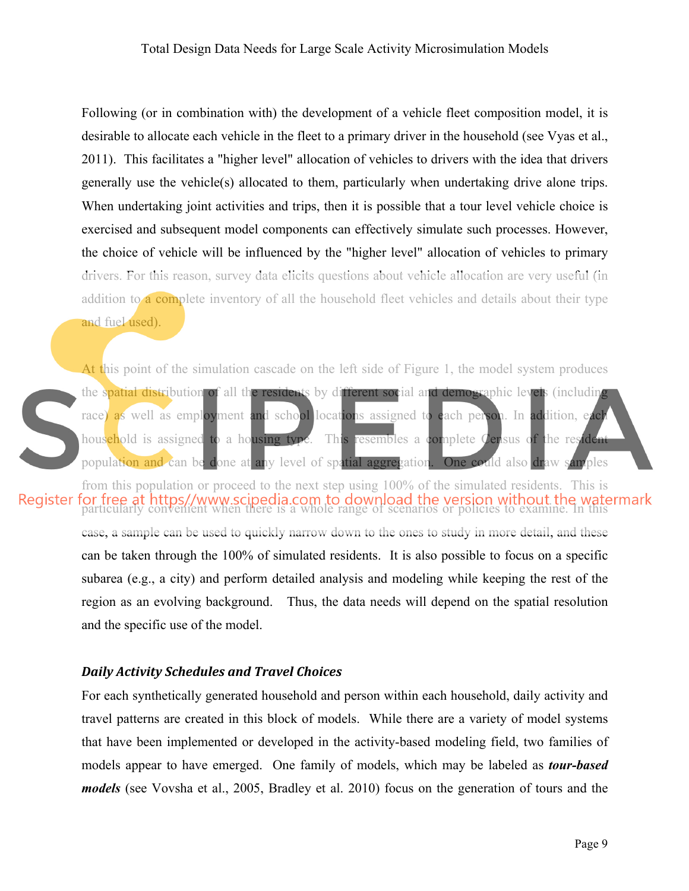Following (or in combination with) the development of a vehicle fleet composition model, it is desirable to allocate each vehicle in the fleet to a primary driver in the household (see Vyas et al., 2011). This facilitates a "higher level" allocation of vehicles to drivers with the idea that drivers generally use the vehicle(s) allocated to them, particularly when undertaking drive alone trips. When undertaking joint activities and trips, then it is possible that a tour level vehicle choice is exercised and subsequent model components can effectively simulate such processes. However, the choice of vehicle will be influenced by the "higher level" allocation of vehicles to primary drivers. For this reason, survey data elicits questions about vehicle allocation are very useful (in addition to a complete inventory of all the household fleet vehicles and details about their type and fuel used).

At this point of the simulation cascade on the left side of Figure 1, the model system produces the spatial distribution of all the residents by different social and demographic levels (including race) as well as employment and school locations assigned to each person. In addition, each household is assigned to a housing type. This resembles a complete Census of the resident population and can be done at any level of spatial aggregation. One could also draw samples from this population or proceed to the next step using 100% of the simulated residents. This is particularly convenient when there is a whole range of scenarios or policies to examine. In this case, a sample can be used to quickly narrow down to the ones to study in more detail, and these can be taken through the 100% of simulated residents. It is also possible to focus on a specific subarea (e.g., a city) and perform detailed analysis and modeling while keeping the rest of the region as an evolving background. Thus, the data needs will depend on the spatial resolution and the specific use of the model.

### *Daily Activity Schedules and Travel Choices*

For each synthetically generated household and person within each household, daily activity and travel patterns are created in this block of models. While there are a variety of model systems that have been implemented or developed in the activity-based modeling field, two families of models appear to have emerged. One family of models, which may be labeled as ***tour-based models*** (see Vovsha et al., 2005, Bradley et al. 2010) focus on the generation of tours and the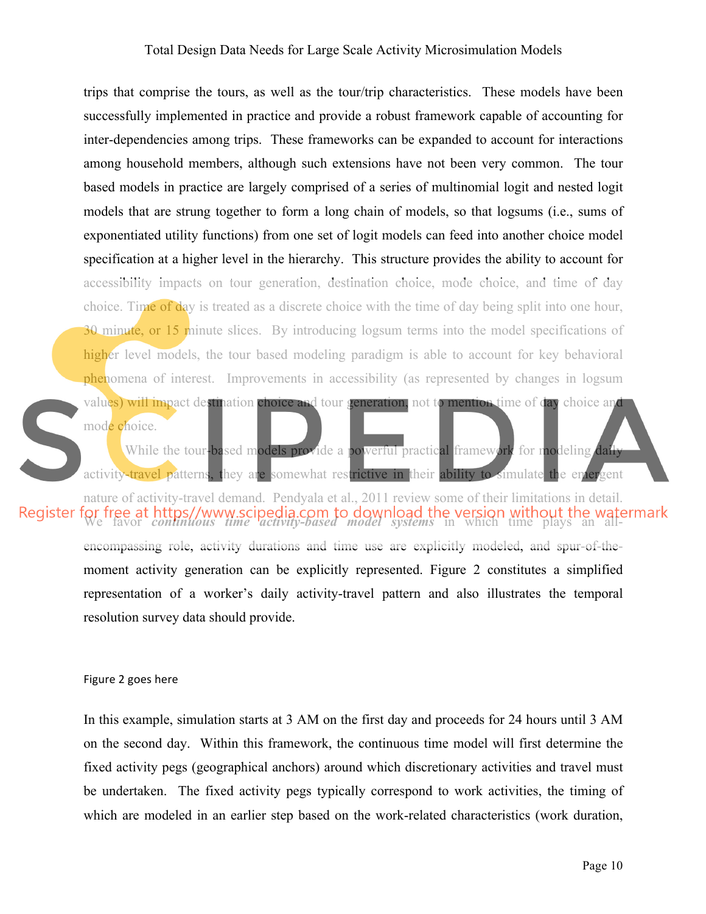trips that comprise the tours, as well as the tour/trip characteristics. These models have been successfully implemented in practice and provide a robust framework capable of accounting for inter-dependencies among trips. These frameworks can be expanded to account for interactions among household members, although such extensions have not been very common. The tour based models in practice are largely comprised of a series of multinomial logit and nested logit models that are strung together to form a long chain of models, so that logsums (i.e., sums of exponentiated utility functions) from one set of logit models can feed into another choice model specification at a higher level in the hierarchy. This structure provides the ability to account for accessibility impacts on tour generation, destination choice, mode choice, and time of day choice. Time of day is treated as a discrete choice with the time of day being split into one hour, 30 minute, or 15 minute slices. By introducing logsum terms into the model specifications of higher level models, the tour based modeling paradigm is able to account for key behavioral phenomena of interest. Improvements in accessibility (as represented by changes in logsum values) will impact destination choice and tour generation, not to mention time of day choice and mode choice.

While the tour-based models provide a powerful practical framework for modeling daily activity-travel patterns, they are somewhat restrictive in their ability to simulate the emergent nature of activity-travel demand. Pendyala et al., 2011 review some of their limitations in detail. We favor ***continuous time activity-based model systems*** in which time plays an all-encompassing role, activity durations and time use are explicitly modeled, and spur-of-the-moment activity generation can be explicitly represented. Figure 2 constitutes a simplified representation of a worker's daily activity-travel pattern and also illustrates the temporal resolution survey data should provide.

Figure 2 goes here

In this example, simulation starts at 3 AM on the first day and proceeds for 24 hours until 3 AM on the second day. Within this framework, the continuous time model will first determine the fixed activity pegs (geographical anchors) around which discretionary activities and travel must be undertaken. The fixed activity pegs typically correspond to work activities, the timing of which are modeled in an earlier step based on the work-related characteristics (work duration,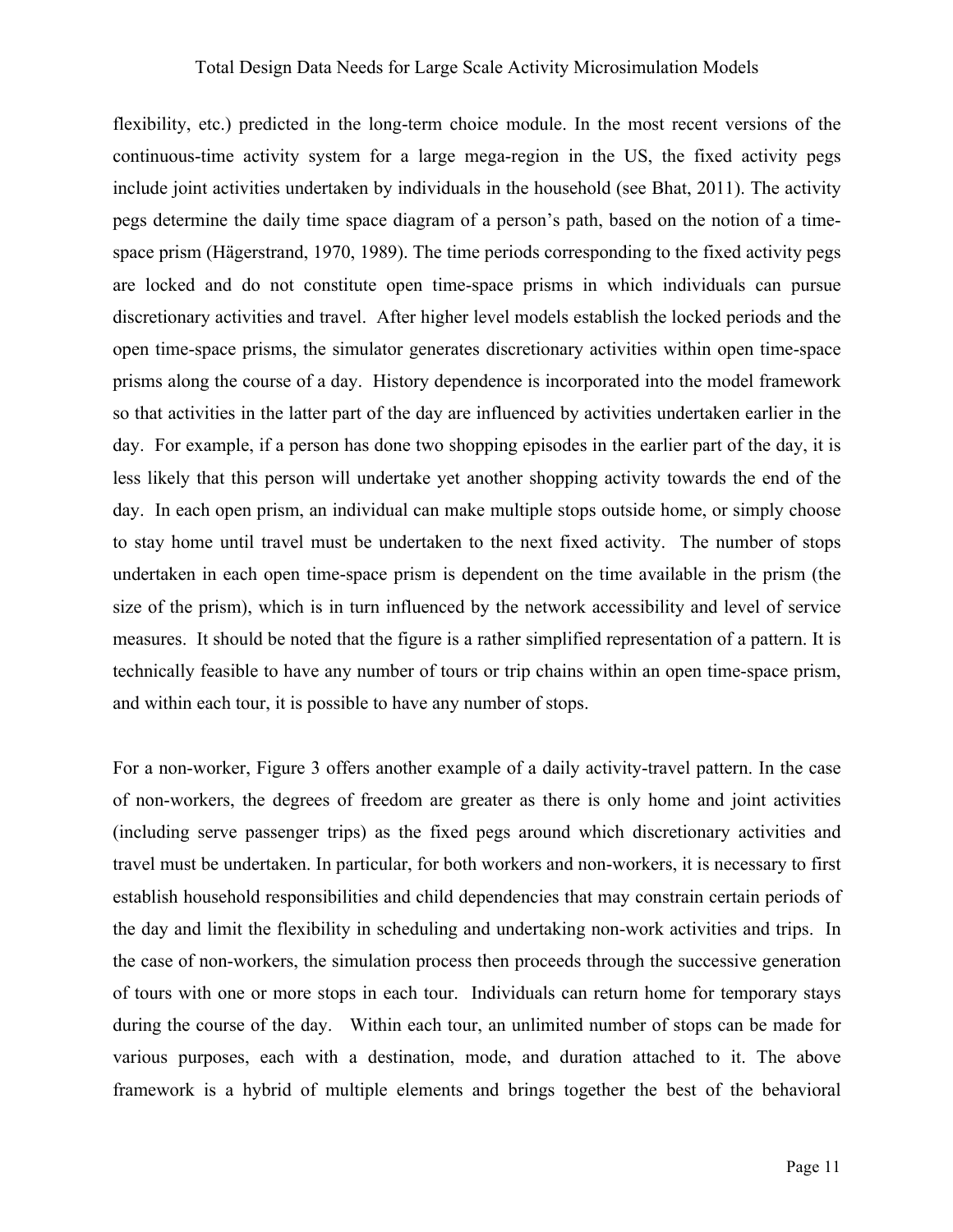flexibility, etc.) predicted in the long-term choice module. In the most recent versions of the continuous-time activity system for a large mega-region in the US, the fixed activity pegs include joint activities undertaken by individuals in the household (see Bhat, 2011). The activity pegs determine the daily time space diagram of a person's path, based on the notion of a time-space prism (Hägerstrand, 1970, 1989). The time periods corresponding to the fixed activity pegs are locked and do not constitute open time-space prisms in which individuals can pursue discretionary activities and travel. After higher level models establish the locked periods and the open time-space prisms, the simulator generates discretionary activities within open time-space prisms along the course of a day. History dependence is incorporated into the model framework so that activities in the latter part of the day are influenced by activities undertaken earlier in the day. For example, if a person has done two shopping episodes in the earlier part of the day, it is less likely that this person will undertake yet another shopping activity towards the end of the day. In each open prism, an individual can make multiple stops outside home, or simply choose to stay home until travel must be undertaken to the next fixed activity. The number of stops undertaken in each open time-space prism is dependent on the time available in the prism (the size of the prism), which is in turn influenced by the network accessibility and level of service measures. It should be noted that the figure is a rather simplified representation of a pattern. It is technically feasible to have any number of tours or trip chains within an open time-space prism, and within each tour, it is possible to have any number of stops.

For a non-worker, Figure 3 offers another example of a daily activity-travel pattern. In the case of non-workers, the degrees of freedom are greater as there is only home and joint activities (including serve passenger trips) as the fixed pegs around which discretionary activities and travel must be undertaken. In particular, for both workers and non-workers, it is necessary to first establish household responsibilities and child dependencies that may constrain certain periods of the day and limit the flexibility in scheduling and undertaking non-work activities and trips. In the case of non-workers, the simulation process then proceeds through the successive generation of tours with one or more stops in each tour. Individuals can return home for temporary stays during the course of the day. Within each tour, an unlimited number of stops can be made for various purposes, each with a destination, mode, and duration attached to it. The above framework is a hybrid of multiple elements and brings together the best of the behavioral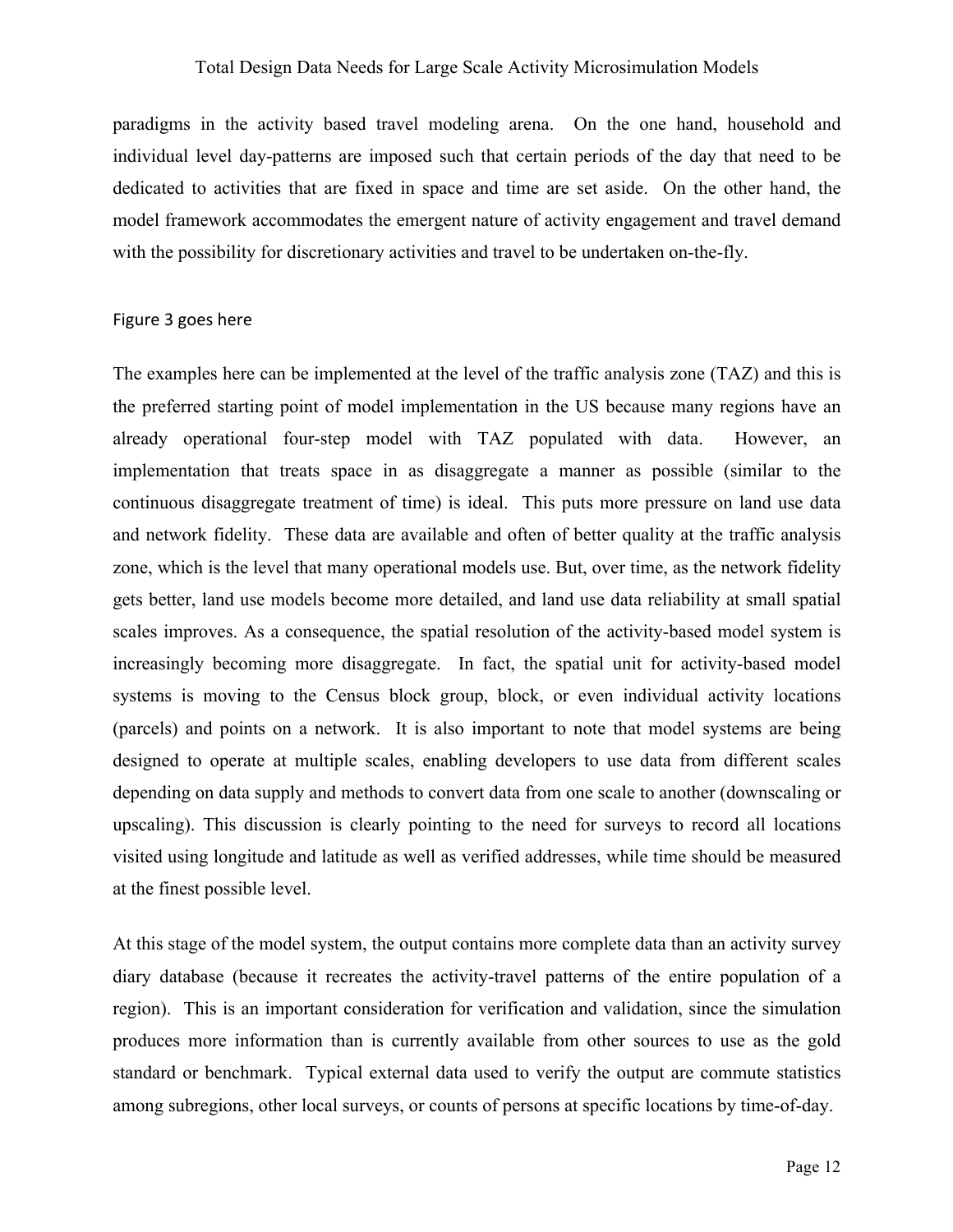paradigms in the activity based travel modeling arena. On the one hand, household and individual level day-patterns are imposed such that certain periods of the day that need to be dedicated to activities that are fixed in space and time are set aside. On the other hand, the model framework accommodates the emergent nature of activity engagement and travel demand with the possibility for discretionary activities and travel to be undertaken on-the-fly.

Figure 3 goes here

The examples here can be implemented at the level of the traffic analysis zone (TAZ) and this is the preferred starting point of model implementation in the US because many regions have an already operational four-step model with TAZ populated with data. However, an implementation that treats space in as disaggregate a manner as possible (similar to the continuous disaggregate treatment of time) is ideal. This puts more pressure on land use data and network fidelity. These data are available and often of better quality at the traffic analysis zone, which is the level that many operational models use. But, over time, as the network fidelity gets better, land use models become more detailed, and land use data reliability at small spatial scales improves. As a consequence, the spatial resolution of the activity-based model system is increasingly becoming more disaggregate. In fact, the spatial unit for activity-based model systems is moving to the Census block group, block, or even individual activity locations (parcels) and points on a network. It is also important to note that model systems are being designed to operate at multiple scales, enabling developers to use data from different scales depending on data supply and methods to convert data from one scale to another (downscaling or upscaling). This discussion is clearly pointing to the need for surveys to record all locations visited using longitude and latitude as well as verified addresses, while time should be measured at the finest possible level.

At this stage of the model system, the output contains more complete data than an activity survey diary database (because it recreates the activity-travel patterns of the entire population of a region). This is an important consideration for verification and validation, since the simulation produces more information than is currently available from other sources to use as the gold standard or benchmark. Typical external data used to verify the output are commute statistics among subregions, other local surveys, or counts of persons at specific locations by time-of-day.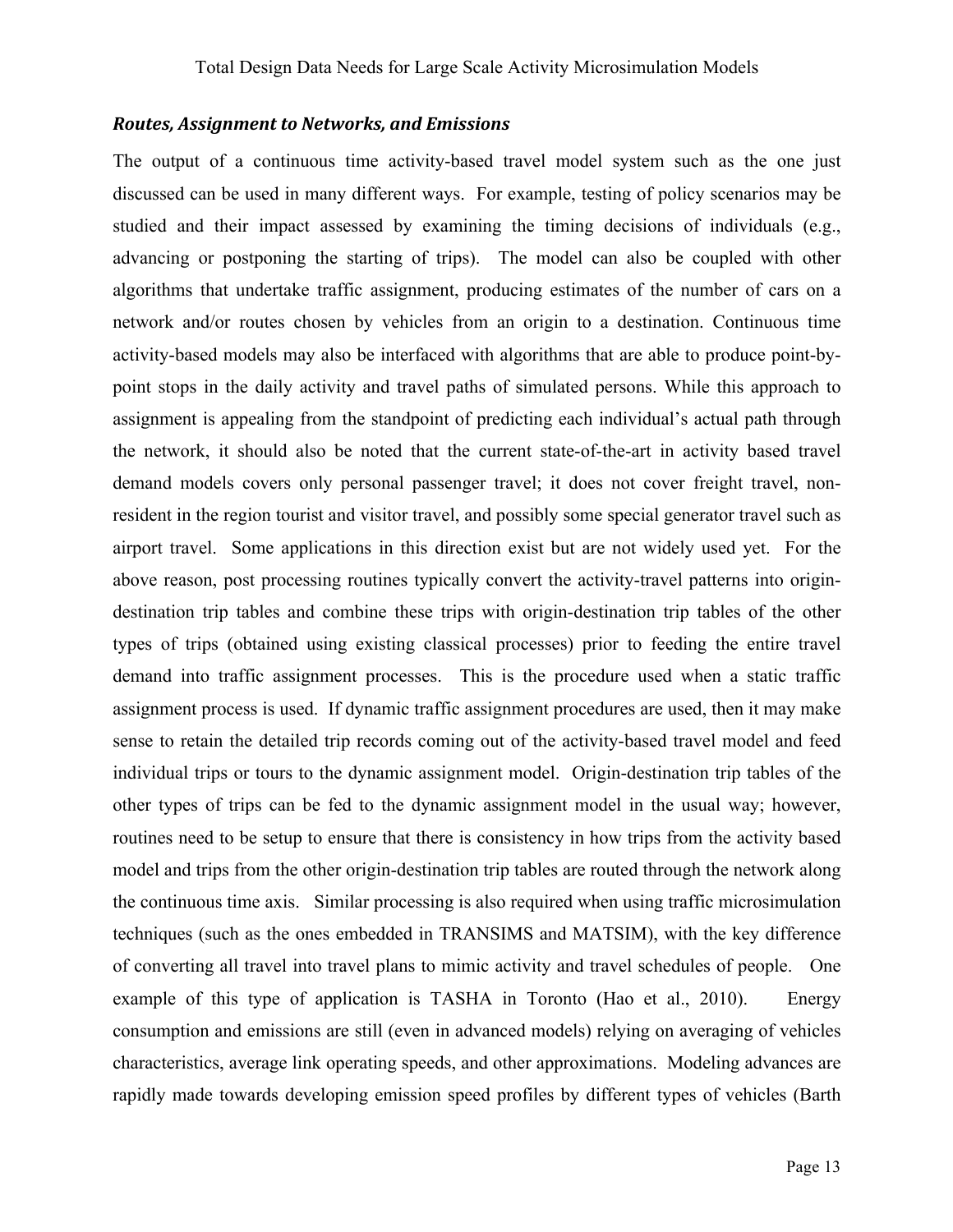### *Routes, Assignment to Networks, and Emissions*

The output of a continuous time activity-based travel model system such as the one just discussed can be used in many different ways. For example, testing of policy scenarios may be studied and their impact assessed by examining the timing decisions of individuals (e.g., advancing or postponing the starting of trips). The model can also be coupled with other algorithms that undertake traffic assignment, producing estimates of the number of cars on a network and/or routes chosen by vehicles from an origin to a destination. Continuous time activity-based models may also be interfaced with algorithms that are able to produce point-by-point stops in the daily activity and travel paths of simulated persons. While this approach to assignment is appealing from the standpoint of predicting each individual's actual path through the network, it should also be noted that the current state-of-the-art in activity based travel demand models covers only personal passenger travel; it does not cover freight travel, non-resident in the region tourist and visitor travel, and possibly some special generator travel such as airport travel. Some applications in this direction exist but are not widely used yet. For the above reason, post processing routines typically convert the activity-travel patterns into origin-destination trip tables and combine these trips with origin-destination trip tables of the other types of trips (obtained using existing classical processes) prior to feeding the entire travel demand into traffic assignment processes. This is the procedure used when a static traffic assignment process is used. If dynamic traffic assignment procedures are used, then it may make sense to retain the detailed trip records coming out of the activity-based travel model and feed individual trips or tours to the dynamic assignment model. Origin-destination trip tables of the other types of trips can be fed to the dynamic assignment model in the usual way; however, routines need to be setup to ensure that there is consistency in how trips from the activity based model and trips from the other origin-destination trip tables are routed through the network along the continuous time axis. Similar processing is also required when using traffic microsimulation techniques (such as the ones embedded in TRANSIMS and MATSIM), with the key difference of converting all travel into travel plans to mimic activity and travel schedules of people. One example of this type of application is TASHA in Toronto (Hao et al., 2010). Energy consumption and emissions are still (even in advanced models) relying on averaging of vehicles characteristics, average link operating speeds, and other approximations. Modeling advances are rapidly made towards developing emission speed profiles by different types of vehicles (Barth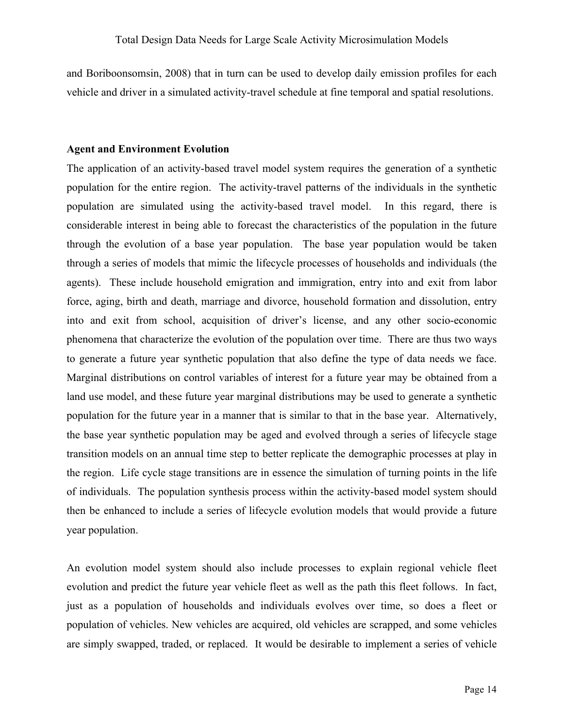and Boriboonsomsin, 2008) that in turn can be used to develop daily emission profiles for each vehicle and driver in a simulated activity-travel schedule at fine temporal and spatial resolutions.

### Agent and Environment Evolution

The application of an activity-based travel model system requires the generation of a synthetic population for the entire region. The activity-travel patterns of the individuals in the synthetic population are simulated using the activity-based travel model. In this regard, there is considerable interest in being able to forecast the characteristics of the population in the future through the evolution of a base year population. The base year population would be taken through a series of models that mimic the lifecycle processes of households and individuals (the agents). These include household emigration and immigration, entry into and exit from labor force, aging, birth and death, marriage and divorce, household formation and dissolution, entry into and exit from school, acquisition of driver's license, and any other socio-economic phenomena that characterize the evolution of the population over time. There are thus two ways to generate a future year synthetic population that also define the type of data needs we face. Marginal distributions on control variables of interest for a future year may be obtained from a land use model, and these future year marginal distributions may be used to generate a synthetic population for the future year in a manner that is similar to that in the base year. Alternatively, the base year synthetic population may be aged and evolved through a series of lifecycle stage transition models on an annual time step to better replicate the demographic processes at play in the region. Life cycle stage transitions are in essence the simulation of turning points in the life of individuals. The population synthesis process within the activity-based model system should then be enhanced to include a series of lifecycle evolution models that would provide a future year population.

An evolution model system should also include processes to explain regional vehicle fleet evolution and predict the future year vehicle fleet as well as the path this fleet follows. In fact, just as a population of households and individuals evolves over time, so does a fleet or population of vehicles. New vehicles are acquired, old vehicles are scrapped, and some vehicles are simply swapped, traded, or replaced. It would be desirable to implement a series of vehicle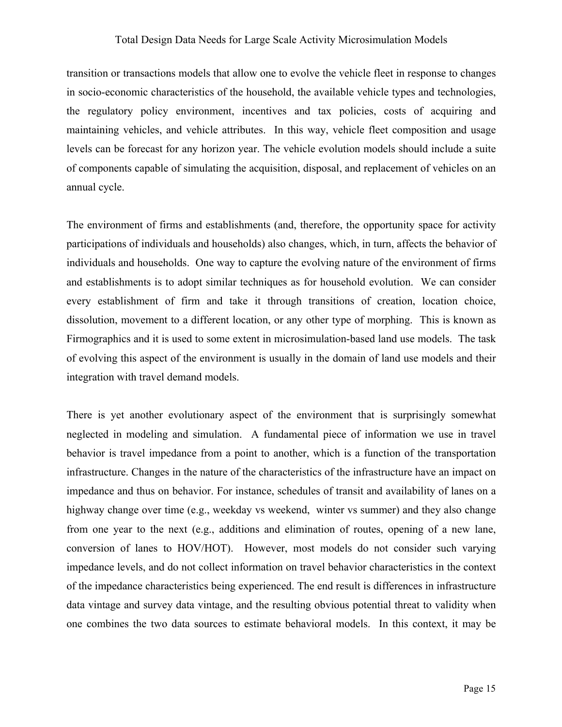transition or transactions models that allow one to evolve the vehicle fleet in response to changes in socio-economic characteristics of the household, the available vehicle types and technologies, the regulatory policy environment, incentives and tax policies, costs of acquiring and maintaining vehicles, and vehicle attributes. In this way, vehicle fleet composition and usage levels can be forecast for any horizon year. The vehicle evolution models should include a suite of components capable of simulating the acquisition, disposal, and replacement of vehicles on an annual cycle.

The environment of firms and establishments (and, therefore, the opportunity space for activity participations of individuals and households) also changes, which, in turn, affects the behavior of individuals and households. One way to capture the evolving nature of the environment of firms and establishments is to adopt similar techniques as for household evolution. We can consider every establishment of firm and take it through transitions of creation, location choice, dissolution, movement to a different location, or any other type of morphing. This is known as Firmographics and it is used to some extent in microsimulation-based land use models. The task of evolving this aspect of the environment is usually in the domain of land use models and their integration with travel demand models.

There is yet another evolutionary aspect of the environment that is surprisingly somewhat neglected in modeling and simulation. A fundamental piece of information we use in travel behavior is travel impedance from a point to another, which is a function of the transportation infrastructure. Changes in the nature of the characteristics of the infrastructure have an impact on impedance and thus on behavior. For instance, schedules of transit and availability of lanes on a highway change over time (e.g., weekday vs weekend, winter vs summer) and they also change from one year to the next (e.g., additions and elimination of routes, opening of a new lane, conversion of lanes to HOV/HOT). However, most models do not consider such varying impedance levels, and do not collect information on travel behavior characteristics in the context of the impedance characteristics being experienced. The end result is differences in infrastructure data vintage and survey data vintage, and the resulting obvious potential threat to validity when one combines the two data sources to estimate behavioral models. In this context, it may be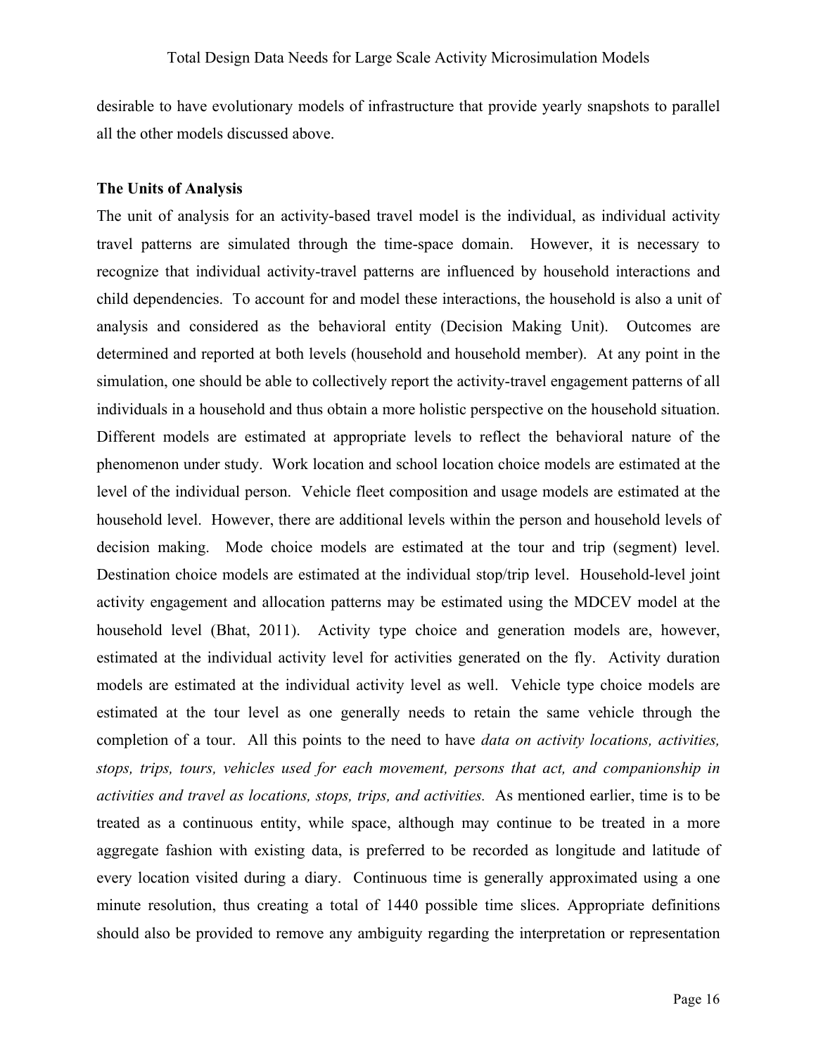desirable to have evolutionary models of infrastructure that provide yearly snapshots to parallel all the other models discussed above.

**The Units of Analysis**

The unit of analysis for an activity-based travel model is the individual, as individual activity travel patterns are simulated through the time-space domain. However, it is necessary to recognize that individual activity-travel patterns are influenced by household interactions and child dependencies. To account for and model these interactions, the household is also a unit of analysis and considered as the behavioral entity (Decision Making Unit). Outcomes are determined and reported at both levels (household and household member). At any point in the simulation, one should be able to collectively report the activity-travel engagement patterns of all individuals in a household and thus obtain a more holistic perspective on the household situation. Different models are estimated at appropriate levels to reflect the behavioral nature of the phenomenon under study. Work location and school location choice models are estimated at the level of the individual person. Vehicle fleet composition and usage models are estimated at the household level. However, there are additional levels within the person and household levels of decision making. Mode choice models are estimated at the tour and trip (segment) level. Destination choice models are estimated at the individual stop/trip level. Household-level joint activity engagement and allocation patterns may be estimated using the MDCEV model at the household level (Bhat, 2011). Activity type choice and generation models are, however, estimated at the individual activity level for activities generated on the fly. Activity duration models are estimated at the individual activity level as well. Vehicle type choice models are estimated at the tour level as one generally needs to retain the same vehicle through the completion of a tour. All this points to the need to have *data on activity locations, activities, stops, trips, tours, vehicles used for each movement, persons that act, and companionship in activities and travel as locations, stops, trips, and activities.* As mentioned earlier, time is to be treated as a continuous entity, while space, although may continue to be treated in a more aggregate fashion with existing data, is preferred to be recorded as longitude and latitude of every location visited during a diary. Continuous time is generally approximated using a one minute resolution, thus creating a total of 1440 possible time slices. Appropriate definitions should also be provided to remove any ambiguity regarding the interpretation or representation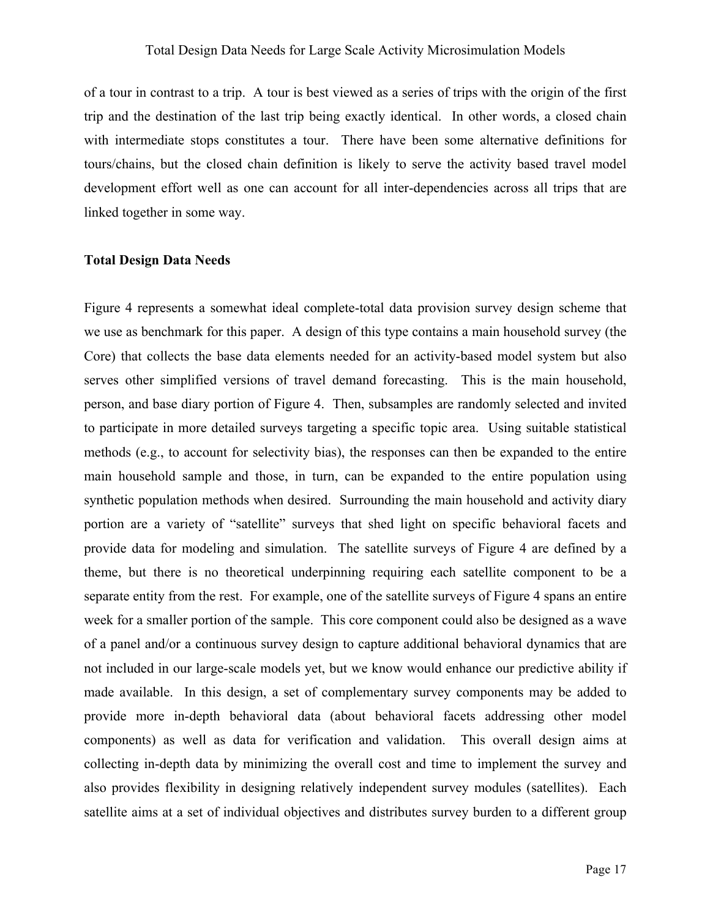of a tour in contrast to a trip. A tour is best viewed as a series of trips with the origin of the first trip and the destination of the last trip being exactly identical. In other words, a closed chain with intermediate stops constitutes a tour. There have been some alternative definitions for tours/chains, but the closed chain definition is likely to serve the activity based travel model development effort well as one can account for all inter-dependencies across all trips that are linked together in some way.

**Total Design Data Needs**

Figure 4 represents a somewhat ideal complete-total data provision survey design scheme that we use as benchmark for this paper. A design of this type contains a main household survey (the Core) that collects the base data elements needed for an activity-based model system but also serves other simplified versions of travel demand forecasting. This is the main household, person, and base diary portion of Figure 4. Then, subsamples are randomly selected and invited to participate in more detailed surveys targeting a specific topic area. Using suitable statistical methods (e.g., to account for selectivity bias), the responses can then be expanded to the entire main household sample and those, in turn, can be expanded to the entire population using synthetic population methods when desired. Surrounding the main household and activity diary portion are a variety of "satellite" surveys that shed light on specific behavioral facets and provide data for modeling and simulation. The satellite surveys of Figure 4 are defined by a theme, but there is no theoretical underpinning requiring each satellite component to be a separate entity from the rest. For example, one of the satellite surveys of Figure 4 spans an entire week for a smaller portion of the sample. This core component could also be designed as a wave of a panel and/or a continuous survey design to capture additional behavioral dynamics that are not included in our large-scale models yet, but we know would enhance our predictive ability if made available. In this design, a set of complementary survey components may be added to provide more in-depth behavioral data (about behavioral facets addressing other model components) as well as data for verification and validation. This overall design aims at collecting in-depth data by minimizing the overall cost and time to implement the survey and also provides flexibility in designing relatively independent survey modules (satellites). Each satellite aims at a set of individual objectives and distributes survey burden to a different group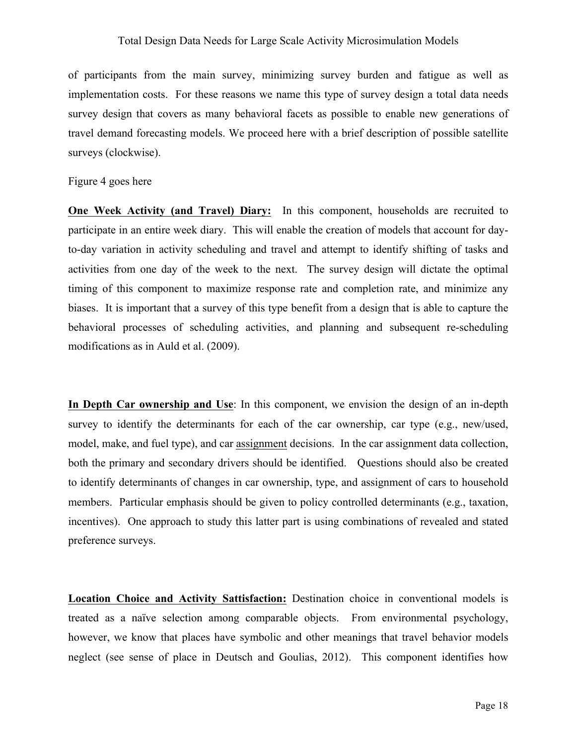of participants from the main survey, minimizing survey burden and fatigue as well as implementation costs. For these reasons we name this type of survey design a total data needs survey design that covers as many behavioral facets as possible to enable new generations of travel demand forecasting models. We proceed here with a brief description of possible satellite surveys (clockwise).

Figure 4 goes here

**One Week Activity (and Travel) Diary:** In this component, households are recruited to participate in an entire week diary. This will enable the creation of models that account for day-to-day variation in activity scheduling and travel and attempt to identify shifting of tasks and activities from one day of the week to the next. The survey design will dictate the optimal timing of this component to maximize response rate and completion rate, and minimize any biases. It is important that a survey of this type benefit from a design that is able to capture the behavioral processes of scheduling activities, and planning and subsequent re-scheduling modifications as in Auld et al. (2009).

**In Depth Car ownership and Use**: In this component, we envision the design of an in-depth survey to identify the determinants for each of the car ownership, car type (e.g., new/used, model, make, and fuel type), and car assignment decisions. In the car assignment data collection, both the primary and secondary drivers should be identified. Questions should also be created to identify determinants of changes in car ownership, type, and assignment of cars to household members. Particular emphasis should be given to policy controlled determinants (e.g., taxation, incentives). One approach to study this latter part is using combinations of revealed and stated preference surveys.

**Location Choice and Activity Sattisfaction:** Destination choice in conventional models is treated as a naïve selection among comparable objects. From environmental psychology, however, we know that places have symbolic and other meanings that travel behavior models neglect (see sense of place in Deutsch and Goulias, 2012). This component identifies how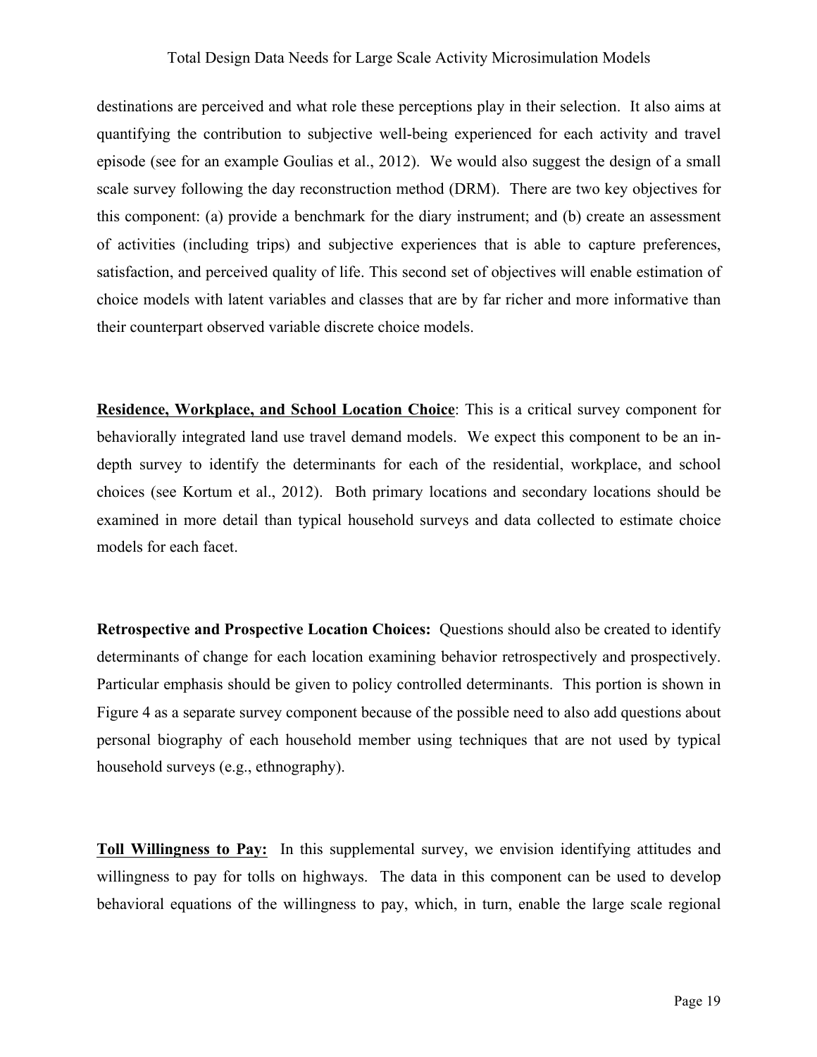destinations are perceived and what role these perceptions play in their selection. It also aims at quantifying the contribution to subjective well-being experienced for each activity and travel episode (see for an example Goulias et al., 2012). We would also suggest the design of a small scale survey following the day reconstruction method (DRM). There are two key objectives for this component: (a) provide a benchmark for the diary instrument; and (b) create an assessment of activities (including trips) and subjective experiences that is able to capture preferences, satisfaction, and perceived quality of life. This second set of objectives will enable estimation of choice models with latent variables and classes that are by far richer and more informative than their counterpart observed variable discrete choice models.

**<u>Residence, Workplace, and School Location Choice</u>**: This is a critical survey component for behaviorally integrated land use travel demand models. We expect this component to be an in-depth survey to identify the determinants for each of the residential, workplace, and school choices (see Kortum et al., 2012). Both primary locations and secondary locations should be examined in more detail than typical household surveys and data collected to estimate choice models for each facet.

**Retrospective and Prospective Location Choices:** Questions should also be created to identify determinants of change for each location examining behavior retrospectively and prospectively. Particular emphasis should be given to policy controlled determinants. This portion is shown in Figure 4 as a separate survey component because of the possible need to also add questions about personal biography of each household member using techniques that are not used by typical household surveys (e.g., ethnography).

**<u>Toll Willingness to Pay:</u>** In this supplemental survey, we envision identifying attitudes and willingness to pay for tolls on highways. The data in this component can be used to develop behavioral equations of the willingness to pay, which, in turn, enable the large scale regional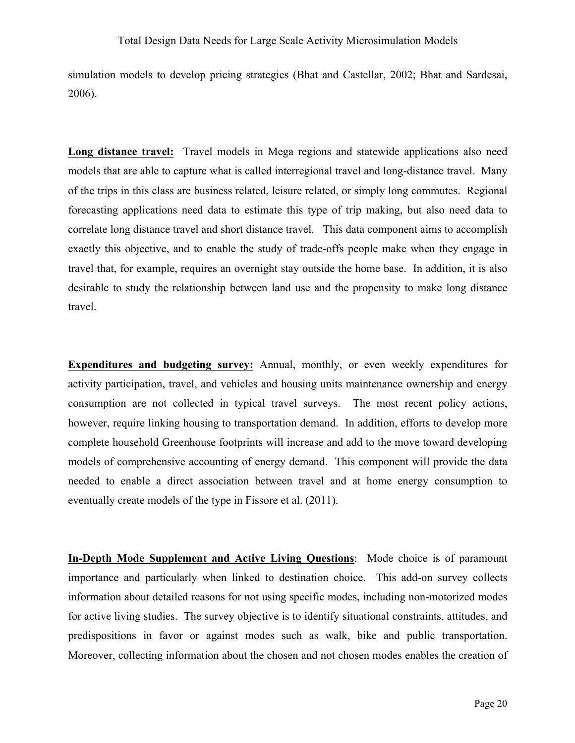simulation models to develop pricing strategies (Bhat and Castellar, 2002; Bhat and Sardesai, 2006).

**Long distance travel:** Travel models in Mega regions and statewide applications also need models that are able to capture what is called interregional travel and long-distance travel. Many of the trips in this class are business related, leisure related, or simply long commutes. Regional forecasting applications need data to estimate this type of trip making, but also need data to correlate long distance travel and short distance travel. This data component aims to accomplish exactly this objective, and to enable the study of trade-offs people make when they engage in travel that, for example, requires an overnight stay outside the home base. In addition, it is also desirable to study the relationship between land use and the propensity to make long distance travel.

**Expenditures and budgeting survey:** Annual, monthly, or even weekly expenditures for activity participation, travel, and vehicles and housing units maintenance ownership and energy consumption are not collected in typical travel surveys. The most recent policy actions, however, require linking housing to transportation demand. In addition, efforts to develop more complete household Greenhouse footprints will increase and add to the move toward developing models of comprehensive accounting of energy demand. This component will provide the data needed to enable a direct association between travel and at home energy consumption to eventually create models of the type in Fissore et al. (2011).

**In-Depth Mode Supplement and Active Living Questions**: Mode choice is of paramount importance and particularly when linked to destination choice. This add-on survey collects information about detailed reasons for not using specific modes, including non-motorized modes for active living studies. The survey objective is to identify situational constraints, attitudes, and predispositions in favor or against modes such as walk, bike and public transportation. Moreover, collecting information about the chosen and not chosen modes enables the creation of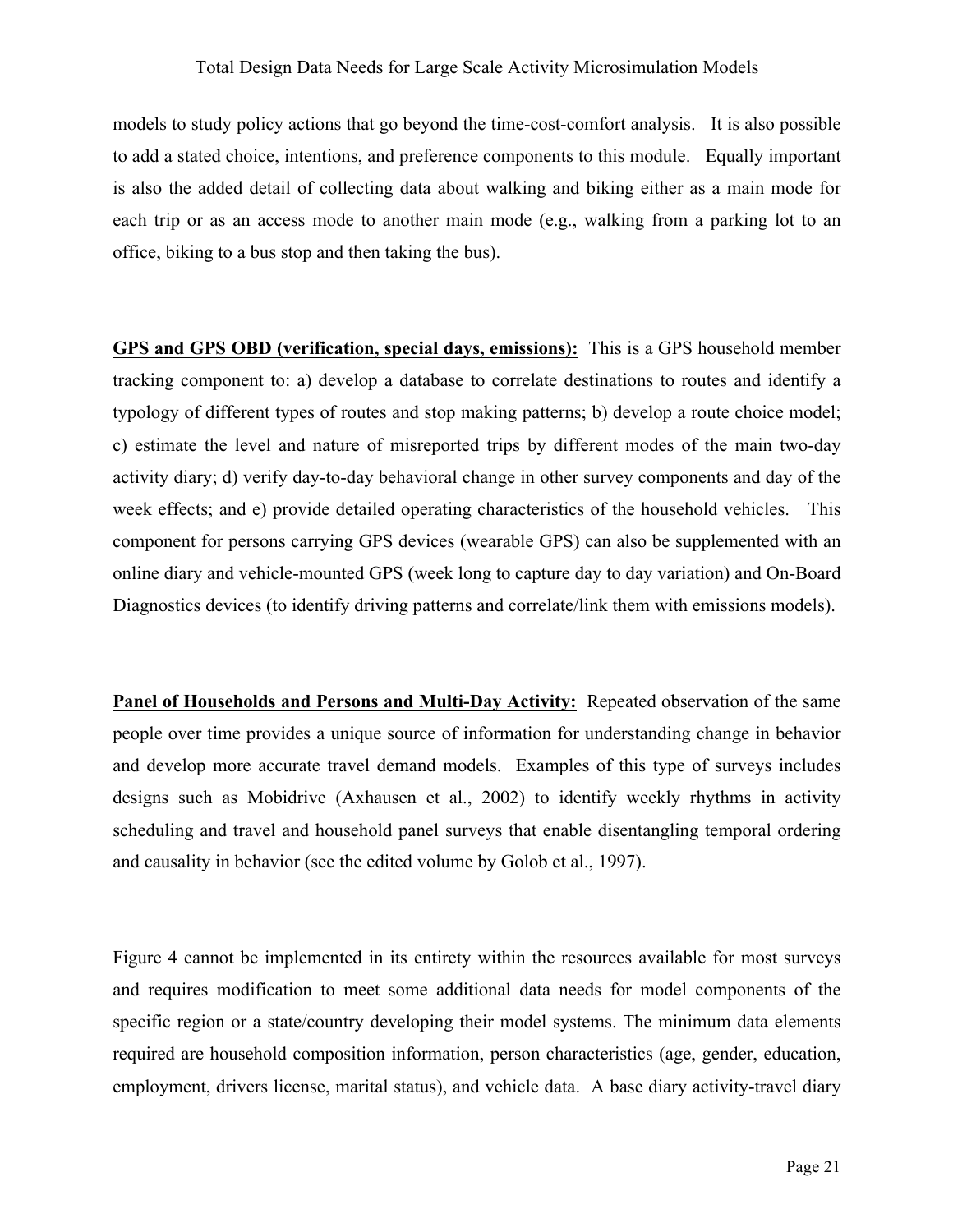models to study policy actions that go beyond the time-cost-comfort analysis. It is also possible to add a stated choice, intentions, and preference components to this module. Equally important is also the added detail of collecting data about walking and biking either as a main mode for each trip or as an access mode to another main mode (e.g., walking from a parking lot to an office, biking to a bus stop and then taking the bus).

**GPS and GPS OBD (verification, special days, emissions):** This is a GPS household member tracking component to: a) develop a database to correlate destinations to routes and identify a typology of different types of routes and stop making patterns; b) develop a route choice model; c) estimate the level and nature of misreported trips by different modes of the main two-day activity diary; d) verify day-to-day behavioral change in other survey components and day of the week effects; and e) provide detailed operating characteristics of the household vehicles. This component for persons carrying GPS devices (wearable GPS) can also be supplemented with an online diary and vehicle-mounted GPS (week long to capture day to day variation) and On-Board Diagnostics devices (to identify driving patterns and correlate/link them with emissions models).

**Panel of Households and Persons and Multi-Day Activity:** Repeated observation of the same people over time provides a unique source of information for understanding change in behavior and develop more accurate travel demand models. Examples of this type of surveys includes designs such as Mobidrive (Axhausen et al., 2002) to identify weekly rhythms in activity scheduling and travel and household panel surveys that enable disentangling temporal ordering and causality in behavior (see the edited volume by Golob et al., 1997).

Figure 4 cannot be implemented in its entirety within the resources available for most surveys and requires modification to meet some additional data needs for model components of the specific region or a state/country developing their model systems. The minimum data elements required are household composition information, person characteristics (age, gender, education, employment, drivers license, marital status), and vehicle data. A base diary activity-travel diary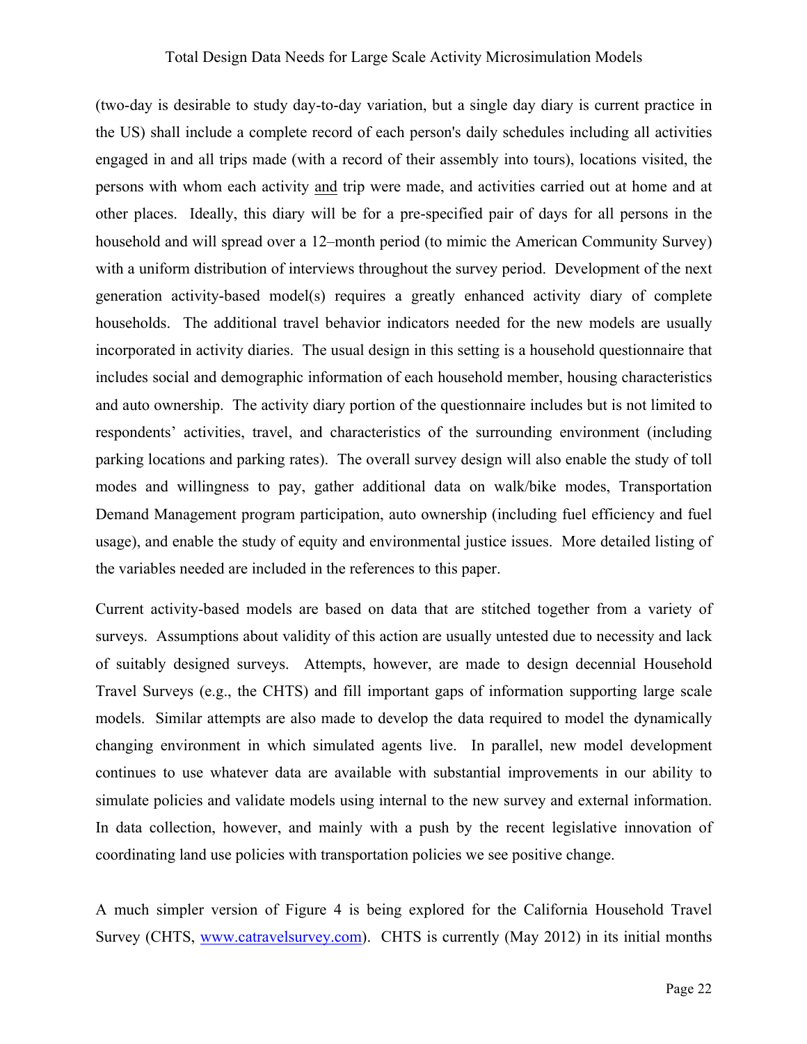(two-day is desirable to study day-to-day variation, but a single day diary is current practice in the US) shall include a complete record of each person's daily schedules including all activities engaged in and all trips made (with a record of their assembly into tours), locations visited, the persons with whom each activity and trip were made, and activities carried out at home and at other places. Ideally, this diary will be for a pre-specified pair of days for all persons in the household and will spread over a 12–month period (to mimic the American Community Survey) with a uniform distribution of interviews throughout the survey period. Development of the next generation activity-based model(s) requires a greatly enhanced activity diary of complete households. The additional travel behavior indicators needed for the new models are usually incorporated in activity diaries. The usual design in this setting is a household questionnaire that includes social and demographic information of each household member, housing characteristics and auto ownership. The activity diary portion of the questionnaire includes but is not limited to respondents' activities, travel, and characteristics of the surrounding environment (including parking locations and parking rates). The overall survey design will also enable the study of toll modes and willingness to pay, gather additional data on walk/bike modes, Transportation Demand Management program participation, auto ownership (including fuel efficiency and fuel usage), and enable the study of equity and environmental justice issues. More detailed listing of the variables needed are included in the references to this paper.

Current activity-based models are based on data that are stitched together from a variety of surveys. Assumptions about validity of this action are usually untested due to necessity and lack of suitably designed surveys. Attempts, however, are made to design decennial Household Travel Surveys (e.g., the CHTS) and fill important gaps of information supporting large scale models. Similar attempts are also made to develop the data required to model the dynamically changing environment in which simulated agents live. In parallel, new model development continues to use whatever data are available with substantial improvements in our ability to simulate policies and validate models using internal to the new survey and external information. In data collection, however, and mainly with a push by the recent legislative innovation of coordinating land use policies with transportation policies we see positive change.

A much simpler version of Figure 4 is being explored for the California Household Travel Survey (CHTS, [www.catravelsurvey.com](http://www.catravelsurvey.com)). CHTS is currently (May 2012) in its initial months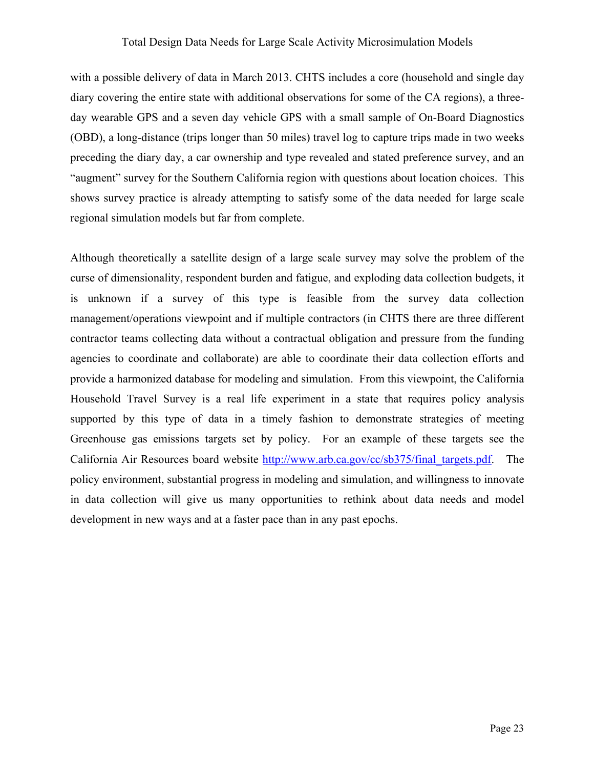with a possible delivery of data in March 2013. CHTS includes a core (household and single day diary covering the entire state with additional observations for some of the CA regions), a three-day wearable GPS and a seven day vehicle GPS with a small sample of On-Board Diagnostics (OBD), a long-distance (trips longer than 50 miles) travel log to capture trips made in two weeks preceding the diary day, a car ownership and type revealed and stated preference survey, and an "augment" survey for the Southern California region with questions about location choices. This shows survey practice is already attempting to satisfy some of the data needed for large scale regional simulation models but far from complete.

Although theoretically a satellite design of a large scale survey may solve the problem of the curse of dimensionality, respondent burden and fatigue, and exploding data collection budgets, it is unknown if a survey of this type is feasible from the survey data collection management/operations viewpoint and if multiple contractors (in CHTS there are three different contractor teams collecting data without a contractual obligation and pressure from the funding agencies to coordinate and collaborate) are able to coordinate their data collection efforts and provide a harmonized database for modeling and simulation. From this viewpoint, the California Household Travel Survey is a real life experiment in a state that requires policy analysis supported by this type of data in a timely fashion to demonstrate strategies of meeting Greenhouse gas emissions targets set by policy. For an example of these targets see the California Air Resources board website [http://www.arb.ca.gov/cc/sb375/final_targets.pdf](http://www.arb.ca.gov/cc/sb375/final_targets.pdf). The policy environment, substantial progress in modeling and simulation, and willingness to innovate in data collection will give us many opportunities to rethink about data needs and model development in new ways and at a faster pace than in any past epochs.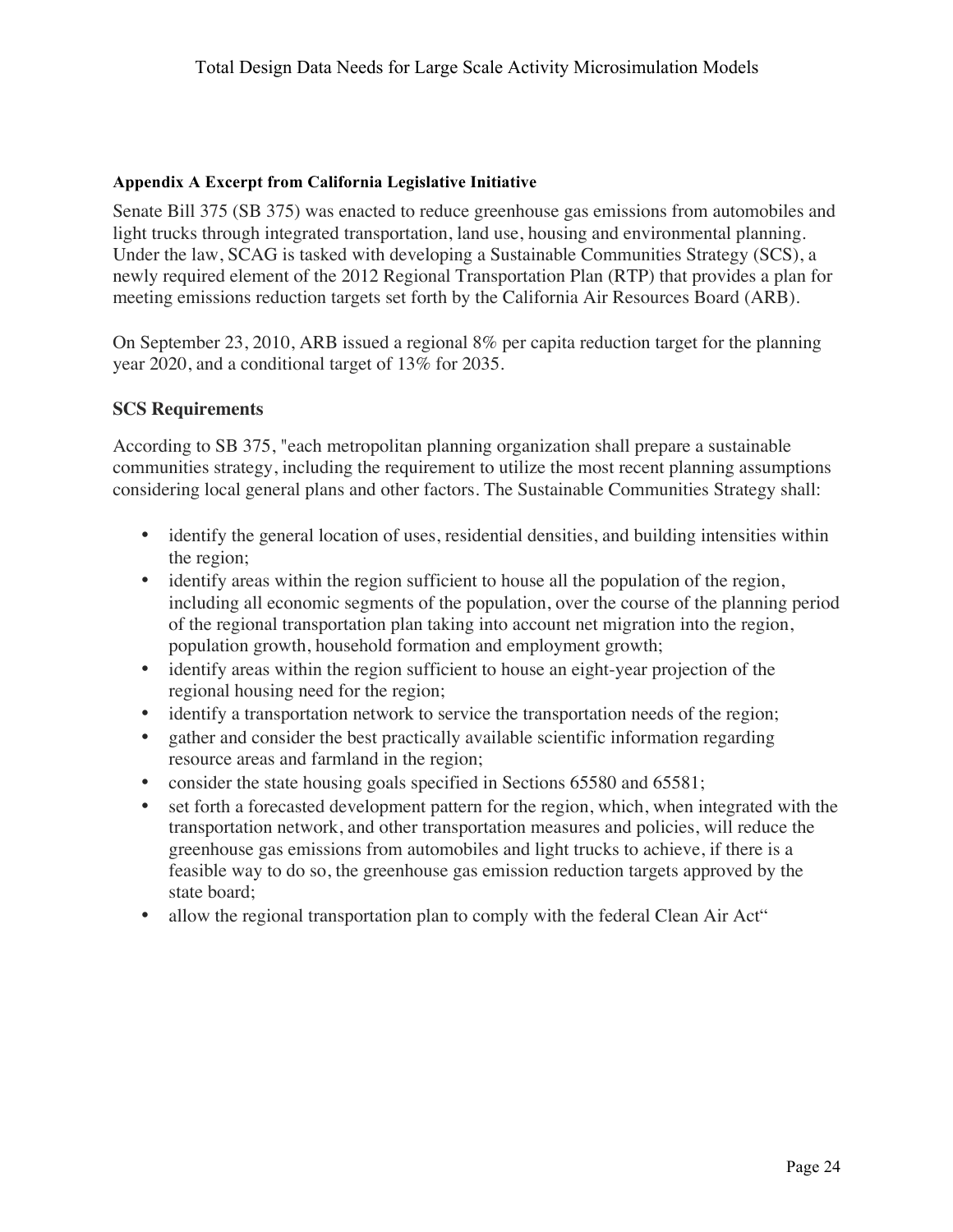#### Appendix A Excerpt from California Legislative Initiative

Senate Bill 375 (SB 375) was enacted to reduce greenhouse gas emissions from automobiles and light trucks through integrated transportation, land use, housing and environmental planning. Under the law, SCAG is tasked with developing a Sustainable Communities Strategy (SCS), a newly required element of the 2012 Regional Transportation Plan (RTP) that provides a plan for meeting emissions reduction targets set forth by the California Air Resources Board (ARB).

On September 23, 2010, ARB issued a regional 8% per capita reduction target for the planning year 2020, and a conditional target of 13% for 2035.

### SCS Requirements

According to SB 375, "each metropolitan planning organization shall prepare a sustainable communities strategy, including the requirement to utilize the most recent planning assumptions considering local general plans and other factors. The Sustainable Communities Strategy shall:

- identify the general location of uses, residential densities, and building intensities within the region;
- identify areas within the region sufficient to house all the population of the region, including all economic segments of the population, over the course of the planning period of the regional transportation plan taking into account net migration into the region, population growth, household formation and employment growth;
- identify areas within the region sufficient to house an eight-year projection of the regional housing need for the region;
- identify a transportation network to service the transportation needs of the region;
- gather and consider the best practically available scientific information regarding resource areas and farmland in the region;
- consider the state housing goals specified in Sections 65580 and 65581;
- set forth a forecasted development pattern for the region, which, when integrated with the transportation network, and other transportation measures and policies, will reduce the greenhouse gas emissions from automobiles and light trucks to achieve, if there is a feasible way to do so, the greenhouse gas emission reduction targets approved by the state board;
- allow the regional transportation plan to comply with the federal Clean Air Act"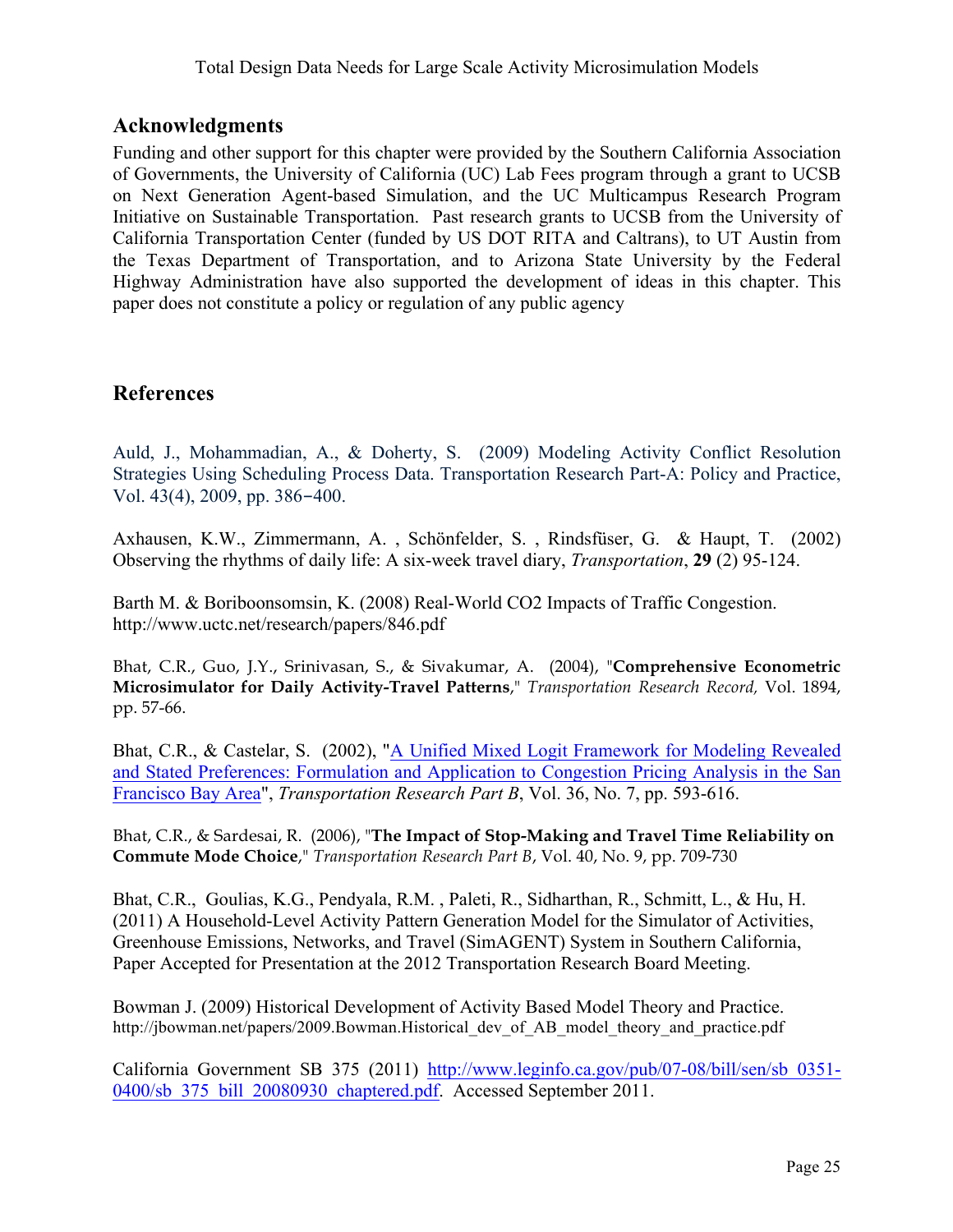## Acknowledgments

Funding and other support for this chapter were provided by the Southern California Association of Governments, the University of California (UC) Lab Fees program through a grant to UCSB on Next Generation Agent-based Simulation, and the UC Multicampus Research Program Initiative on Sustainable Transportation. Past research grants to UCSB from the University of California Transportation Center (funded by US DOT RITA and Caltrans), to UT Austin from the Texas Department of Transportation, and to Arizona State University by the Federal Highway Administration have also supported the development of ideas in this chapter. This paper does not constitute a policy or regulation of any public agency

## References

Auld, J., Mohammadian, A., & Doherty, S. (2009) Modeling Activity Conflict Resolution Strategies Using Scheduling Process Data. Transportation Research Part-A: Policy and Practice, Vol. 43(4), 2009, pp. 386–400.

Axhausen, K.W., Zimmermann, A. , Schönfelder, S. , Rindsfüser, G. & Haupt, T. (2002) Observing the rhythms of daily life: A six-week travel diary, *Transportation*, **29** (2) 95-124.

Barth M. & Boriboonsomsin, K. (2008) Real-World $CO_2$ Impacts of Traffic Congestion. http://www.uctc.net/research/papers/846.pdf

Bhat, C.R., Guo, J.Y., Srinivasan, S., & Sivakumar, A. (2004), "**Comprehensive Econometric Microsimulator for Daily Activity-Travel Patterns**," *Transportation Research Record,* Vol. 1894, pp. 57-66.

Bhat, C.R., & Castelar, S. (2002), "A Unified Mixed Logit Framework for Modeling Revealed and Stated Preferences: Formulation and Application to Congestion Pricing Analysis in the San Francisco Bay Area", *Transportation Research Part B*, Vol. 36, No. 7, pp. 593-616.

Bhat, C.R., & Sardesai, R. (2006), "**The Impact of Stop-Making and Travel Time Reliability on Commute Mode Choice**," *Transportation Research Part B*, Vol. 40, No. 9, pp. 709-730

Bhat, C.R., Goulias, K.G., Pendyala, R.M. , Paleti, R., Sidharthan, R., Schmitt, L., & Hu, H. (2011) A Household-Level Activity Pattern Generation Model for the Simulator of Activities, Greenhouse Emissions, Networks, and Travel (SimAGENT) System in Southern California, Paper Accepted for Presentation at the 2012 Transportation Research Board Meeting.

Bowman J. (2009) Historical Development of Activity Based Model Theory and Practice. http://jbowman.net/papers/2009.Bowman.Historical_dev_of_AB_model_theory_and_practice.pdf

California Government SB 375 (2011) http://www.leginfo.ca.gov/pub/07-08/bill/sen/sb_0351-0400/sb_375_bill_20080930_chaptered.pdf. Accessed September 2011.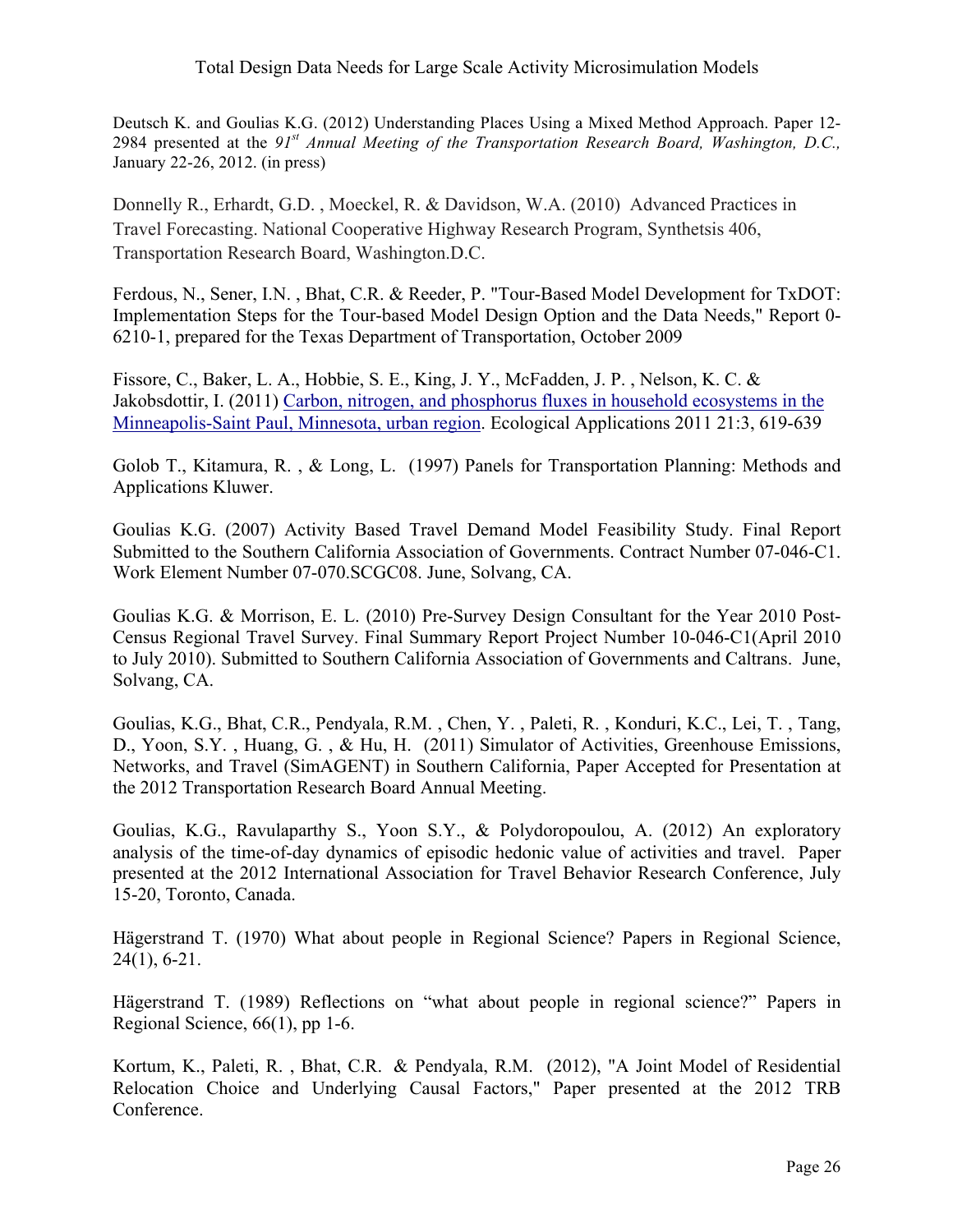Deutsch K. and Goulias K.G. (2012) Understanding Places Using a Mixed Method Approach. Paper 12-2984 presented at the *91st Annual Meeting of the Transportation Research Board, Washington, D.C.,* January 22-26, 2012. (in press)

Donnelly R., Erhardt, G.D. , Moeckel, R. & Davidson, W.A. (2010) Advanced Practices in Travel Forecasting. National Cooperative Highway Research Program, Synthetsis 406, Transportation Research Board, Washington.D.C.

Ferdous, N., Sener, I.N. , Bhat, C.R. & Reeder, P. "Tour-Based Model Development for TxDOT: Implementation Steps for the Tour-based Model Design Option and the Data Needs," Report 0-6210-1, prepared for the Texas Department of Transportation, October 2009

Fissore, C., Baker, L. A., Hobbie, S. E., King, J. Y., McFadden, J. P. , Nelson, K. C. & Jakobsdottir, I. (2011) Carbon, nitrogen, and phosphorus fluxes in household ecosystems in the Minneapolis-Saint Paul, Minnesota, urban region. Ecological Applications 2011 21:3, 619-639

Golob T., Kitamura, R. , & Long, L. (1997) Panels for Transportation Planning: Methods and Applications Kluwer.

Goulias K.G. (2007) Activity Based Travel Demand Model Feasibility Study. Final Report Submitted to the Southern California Association of Governments. Contract Number 07-046-C1. Work Element Number 07-070.SCGC08. June, Solvang, CA.

Goulias K.G. & Morrison, E. L. (2010) Pre-Survey Design Consultant for the Year 2010 Post-Census Regional Travel Survey. Final Summary Report Project Number 10-046-C1(April 2010 to July 2010). Submitted to Southern California Association of Governments and Caltrans. June, Solvang, CA.

Goulias, K.G., Bhat, C.R., Pendyala, R.M. , Chen, Y. , Paleti, R. , Konduri, K.C., Lei, T. , Tang, D., Yoon, S.Y. , Huang, G. , & Hu, H. (2011) Simulator of Activities, Greenhouse Emissions, Networks, and Travel (SimAGENT) in Southern California, Paper Accepted for Presentation at the 2012 Transportation Research Board Annual Meeting.

Goulias, K.G., Ravulaparthy S., Yoon S.Y., & Polydoropoulou, A. (2012) An exploratory analysis of the time-of-day dynamics of episodic hedonic value of activities and travel. Paper presented at the 2012 International Association for Travel Behavior Research Conference, July 15-20, Toronto, Canada.

Hägerstrand T. (1970) What about people in Regional Science? Papers in Regional Science, 24(1), 6-21.

Hägerstrand T. (1989) Reflections on "what about people in regional science?" Papers in Regional Science, 66(1), pp 1-6.

Kortum, K., Paleti, R. , Bhat, C.R. & Pendyala, R.M. (2012), "A Joint Model of Residential Relocation Choice and Underlying Causal Factors," Paper presented at the 2012 TRB Conference.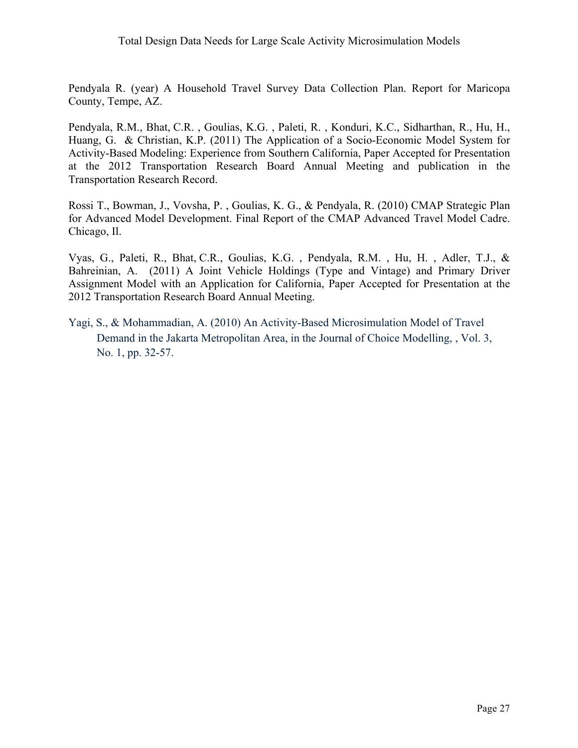Pendyala R. (year) A Household Travel Survey Data Collection Plan. Report for Maricopa County, Tempe, AZ.

Pendyala, R.M., Bhat, C.R. , Goulias, K.G. , Paleti, R. , Konduri, K.C., Sidharthan, R., Hu, H., Huang, G. & Christian, K.P. (2011) The Application of a Socio-Economic Model System for Activity-Based Modeling: Experience from Southern California, Paper Accepted for Presentation at the 2012 Transportation Research Board Annual Meeting and publication in the Transportation Research Record.

Rossi T., Bowman, J., Vovsha, P. , Goulias, K. G., & Pendyala, R. (2010) CMAP Strategic Plan for Advanced Model Development. Final Report of the CMAP Advanced Travel Model Cadre. Chicago, Il.

Vyas, G., Paleti, R., Bhat, C.R., Goulias, K.G. , Pendyala, R.M. , Hu, H. , Adler, T.J., & Bahreinian, A. (2011) A Joint Vehicle Holdings (Type and Vintage) and Primary Driver Assignment Model with an Application for California, Paper Accepted for Presentation at the 2012 Transportation Research Board Annual Meeting.

Yagi, S., & Mohammadian, A. (2010) An Activity-Based Microsimulation Model of Travel Demand in the Jakarta Metropolitan Area, in the Journal of Choice Modelling, , Vol. 3, No. 1, pp. 32-57.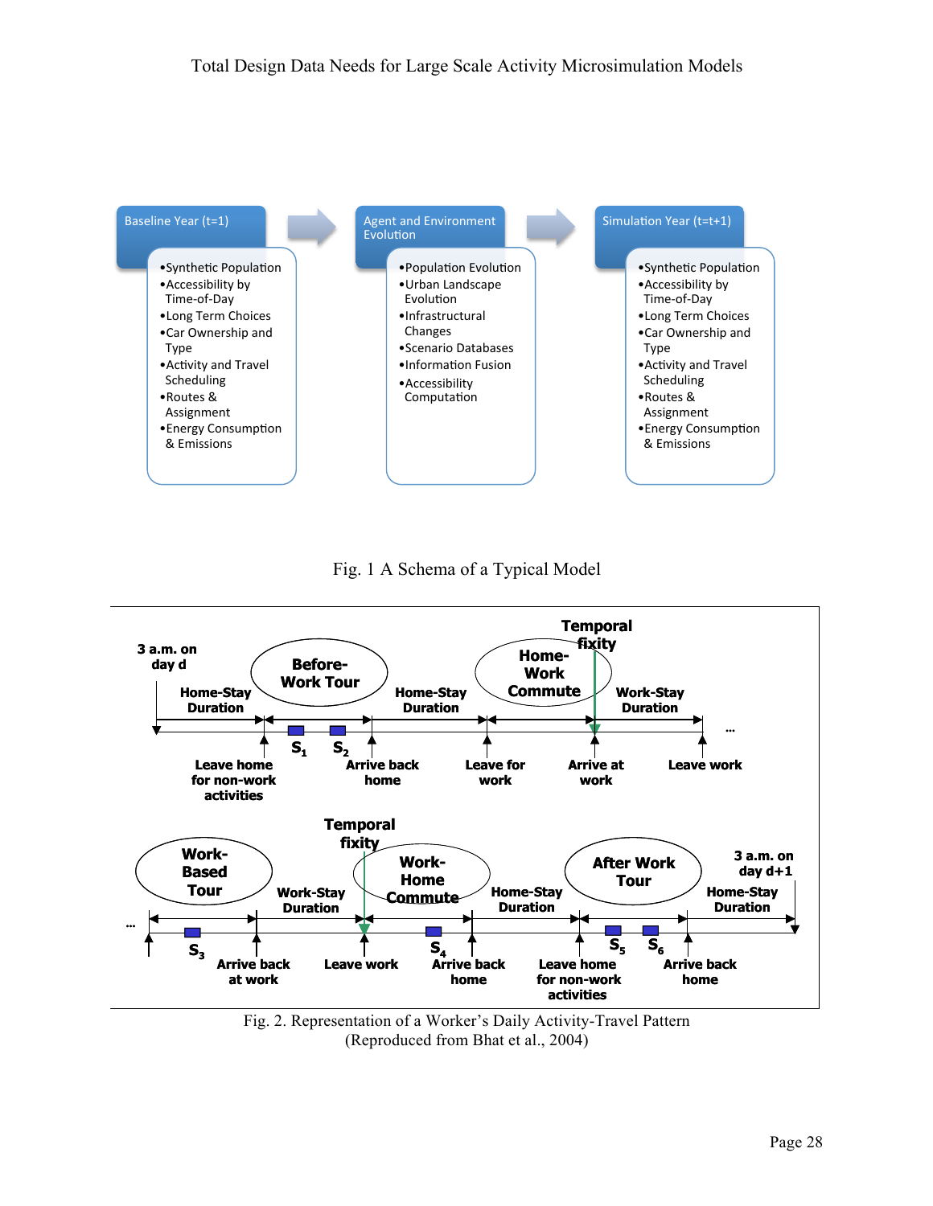Baseline Year (t=1)

- Synthetic Population
- Accessibility by Time-of-Day
- Long Term Choices
- Car Ownership and Type
- Activity and Travel Scheduling
- Routes & Assignment
- Energy Consumption & Emissions

Agent and Environment Evolution

- Population Evolution
- Urban Landscape Evolution
- Infrastructural Changes
- Scenario Databases
- Information Fusion
- Accessibility Computation

Simulation Year (t=t+1)

- Synthetic Population
- Accessibility by Time-of-Day
- Long Term Choices
- Car Ownership and Type
- Activity and Travel Scheduling
- Routes & Assignment
- Energy Consumption & Emissions

Fig. 1 A Schema of a Typical Model

3 a.m. on day d — Home-Stay Duration — Before-Work Tour ($S_1$, $S_2$) — Home-Stay Duration — Home-Work Commute — Temporal fixity — Work-Stay Duration …

Leave home for non-work activities — Arrive back home — Leave for work — Arrive at work — Leave work

… Work-Based Tour ($S_3$) — Work-Stay Duration — Temporal fixity — Work-Home Commute ($S_4$) — Home-Stay Duration — After Work Tour ($S_5$, $S_6$) — Home-Stay Duration — 3 a.m. on day d+1

Arrive back at work — Leave work — Arrive back home — Leave home for non-work activities — Arrive back home

Fig. 2. Representation of a Worker's Daily Activity-Travel Pattern
(Reproduced from Bhat et al., 2004)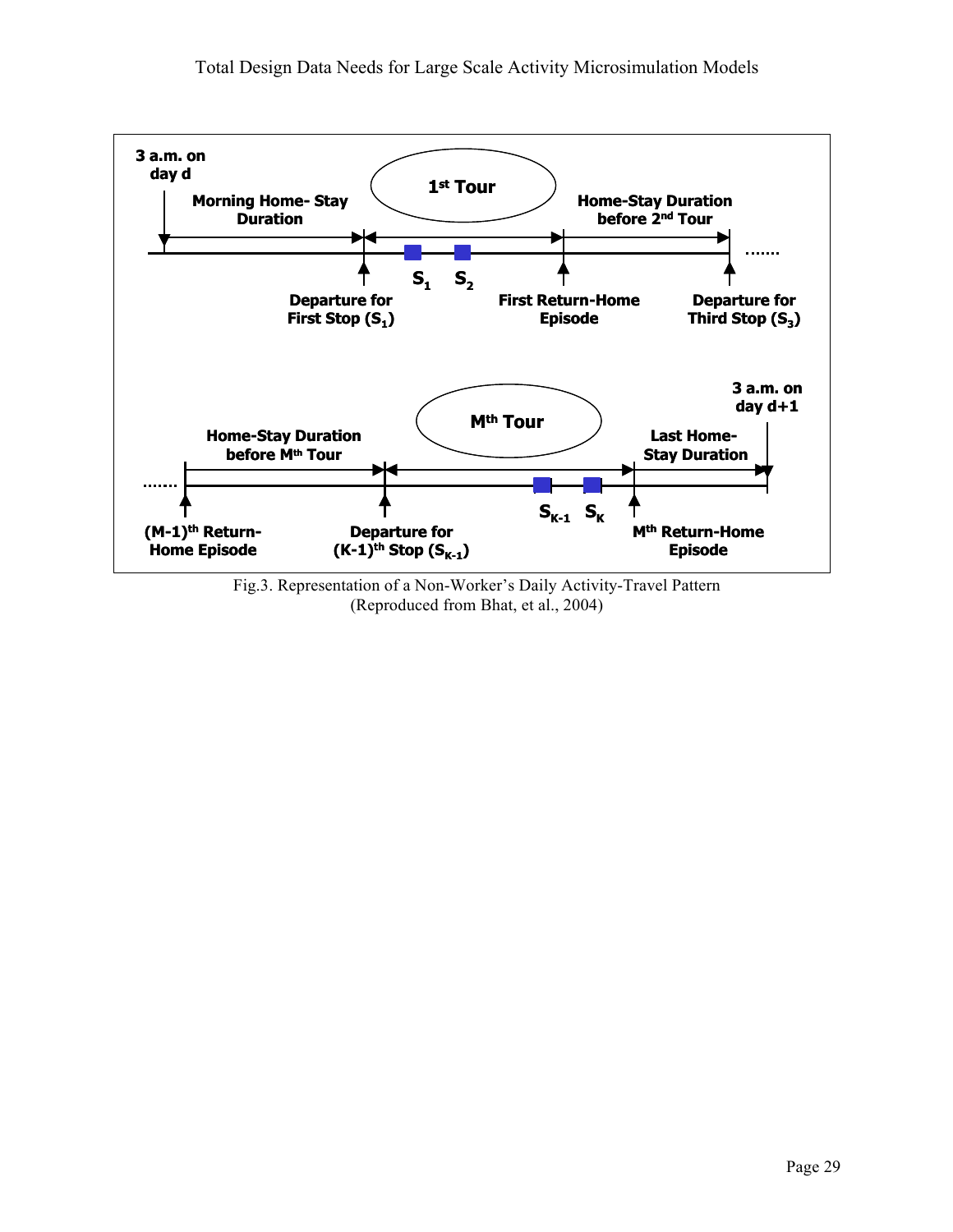Fig.3. Representation of a Non-Worker's Daily Activity-Travel Pattern
(Reproduced from Bhat, et al., 2004)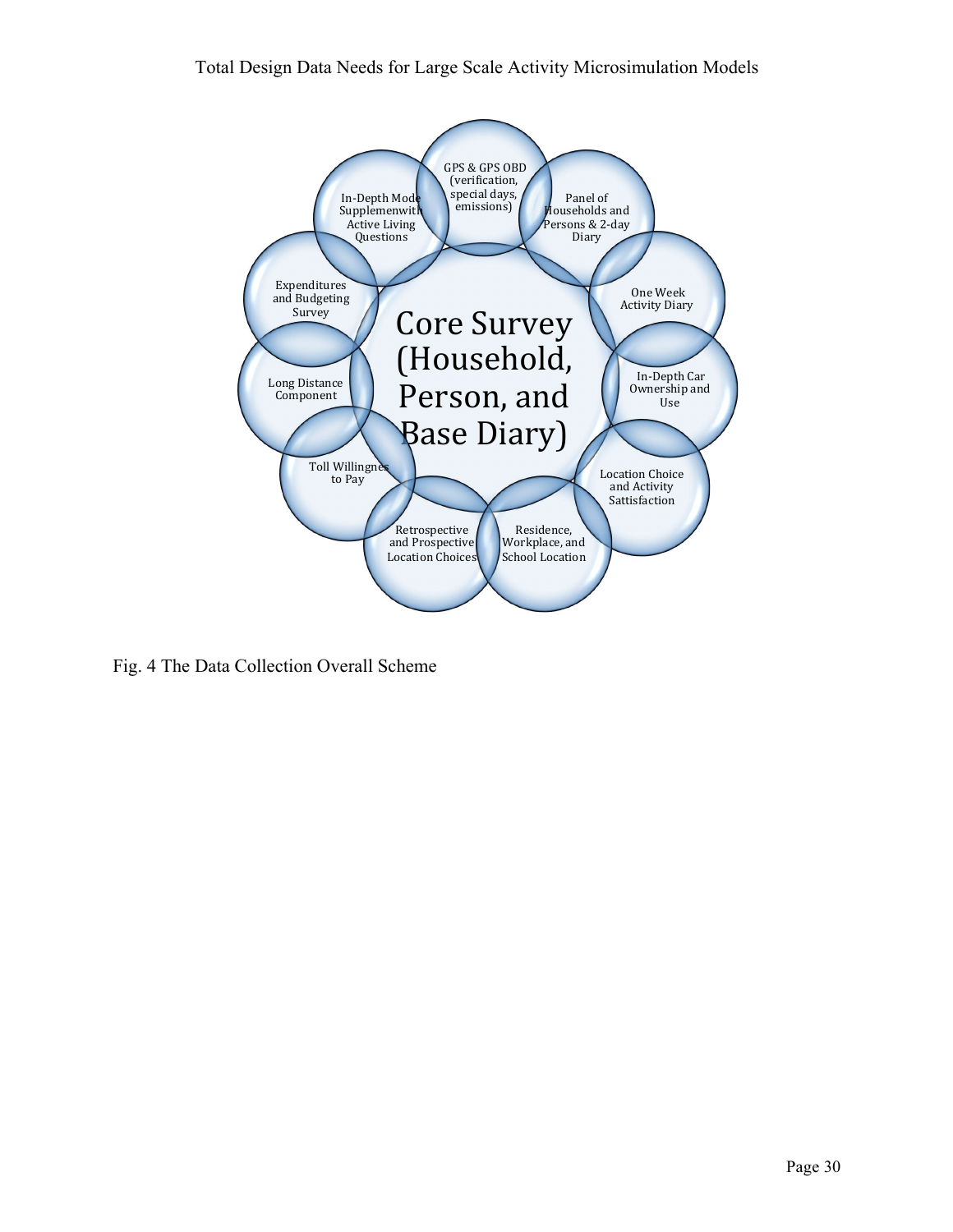Core Survey (Household, Person, and Base Diary)

GPS & GPS OBD (verification, special days, emissions)

Panel of Households and Persons & 2-day Diary

One Week Activity Diary

In-Depth Car Ownership and Use

Location Choice and Activity Satisfaction

Residence, Workplace, and School Location

Retrospective and Prospective Location Choices

Toll Willingnes to Pay

Long Distance Component

Expenditures and Budgeting Survey

In-Depth Mode Supplemenwith Active Living Questions

Fig. 4 The Data Collection Overall Scheme